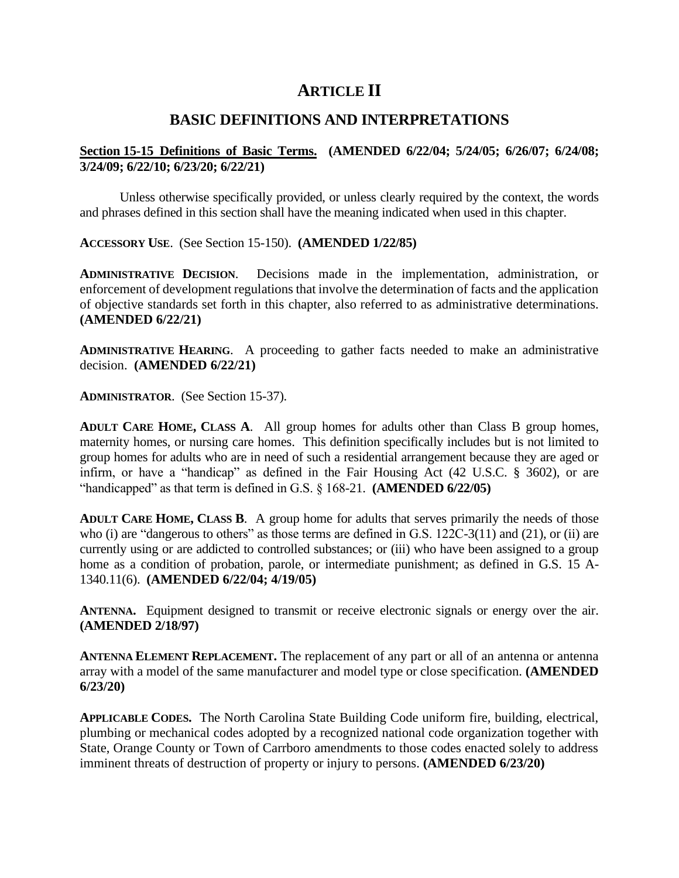# ARTICLE II

## BASIC DEFINITIONS AND INTERPRETATIONS

**Section 15-15 Definitions of Basic Terms. (AMENDED 6/22/04; 5/24/05; 6/26/07; 6/24/08; 3/24/09; 6/22/10; 6/23/20; 6/22/21)**

Unless otherwise specifically provided, or unless clearly required by the context, the words and phrases defined in this section shall have the meaning indicated when used in this chapter.

**ACCESSORY USE**. (See Section 15-150). **(AMENDED 1/22/85)**

**ADMINISTRATIVE DECISION**. Decisions made in the implementation, administration, or enforcement of development regulations that involve the determination of facts and the application of objective standards set forth in this chapter, also referred to as administrative determinations. **(AMENDED 6/22/21)**

**ADMINISTRATIVE HEARING**. A proceeding to gather facts needed to make an administrative decision. **(AMENDED 6/22/21)**

**ADMINISTRATOR**. (See Section 15-37).

**ADULT CARE HOME, CLASS A**. All group homes for adults other than Class B group homes, maternity homes, or nursing care homes. This definition specifically includes but is not limited to group homes for adults who are in need of such a residential arrangement because they are aged or infirm, or have a "handicap" as defined in the Fair Housing Act (42 U.S.C. § 3602), or are "handicapped" as that term is defined in G.S. § 168-21. **(AMENDED 6/22/05)**

**ADULT CARE HOME, CLASS B**. A group home for adults that serves primarily the needs of those who (i) are "dangerous to others" as those terms are defined in G.S. 122C-3(11) and (21), or (ii) are currently using or are addicted to controlled substances; or (iii) who have been assigned to a group home as a condition of probation, parole, or intermediate punishment; as defined in G.S. 15 A-1340.11(6). **(AMENDED 6/22/04; 4/19/05)**

**ANTENNA.** Equipment designed to transmit or receive electronic signals or energy over the air. **(AMENDED 2/18/97)**

**ANTENNA ELEMENT REPLACEMENT.** The replacement of any part or all of an antenna or antenna array with a model of the same manufacturer and model type or close specification. **(AMENDED 6/23/20)**

**APPLICABLE CODES.** The North Carolina State Building Code uniform fire, building, electrical, plumbing or mechanical codes adopted by a recognized national code organization together with State, Orange County or Town of Carrboro amendments to those codes enacted solely to address imminent threats of destruction of property or injury to persons. **(AMENDED 6/23/20)**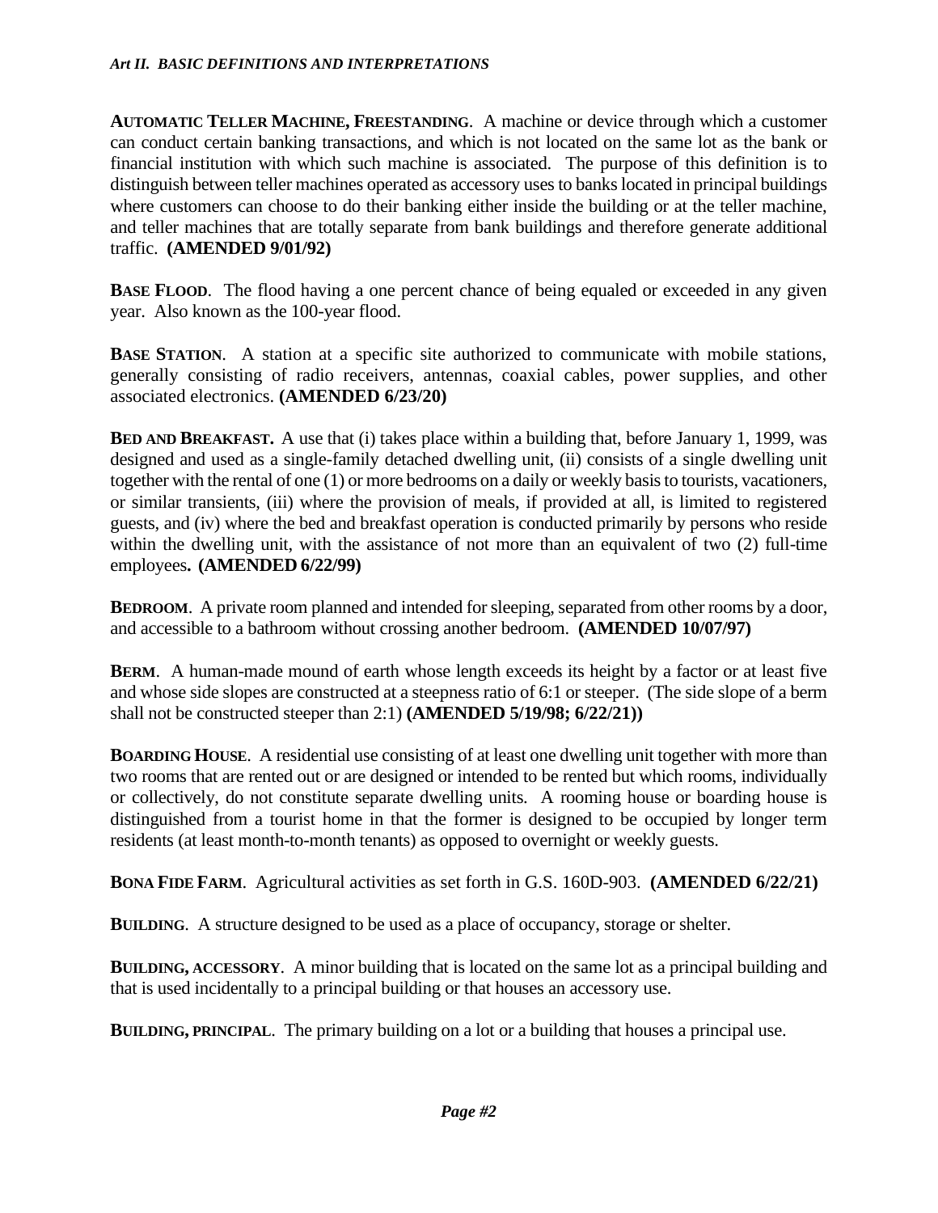**AUTOMATIC TELLER MACHINE, FREESTANDING**. A machine or device through which a customer can conduct certain banking transactions, and which is not located on the same lot as the bank or financial institution with which such machine is associated. The purpose of this definition is to distinguish between teller machines operated as accessory uses to banks located in principal buildings where customers can choose to do their banking either inside the building or at the teller machine, and teller machines that are totally separate from bank buildings and therefore generate additional traffic. **(AMENDED 9/01/92)**

**BASE FLOOD**. The flood having a one percent chance of being equaled or exceeded in any given year. Also known as the 100-year flood.

**BASE STATION**. A station at a specific site authorized to communicate with mobile stations, generally consisting of radio receivers, antennas, coaxial cables, power supplies, and other associated electronics. **(AMENDED 6/23/20)**

**BED AND BREAKFAST.** A use that (i) takes place within a building that, before January 1, 1999, was designed and used as a single-family detached dwelling unit, (ii) consists of a single dwelling unit together with the rental of one (1) or more bedrooms on a daily or weekly basis to tourists, vacationers, or similar transients, (iii) where the provision of meals, if provided at all, is limited to registered guests, and (iv) where the bed and breakfast operation is conducted primarily by persons who reside within the dwelling unit, with the assistance of not more than an equivalent of two (2) full-time employees**. (AMENDED 6/22/99)**

**BEDROOM**. A private room planned and intended for sleeping, separated from other rooms by a door, and accessible to a bathroom without crossing another bedroom. **(AMENDED 10/07/97)**

**BERM**. A human-made mound of earth whose length exceeds its height by a factor or at least five and whose side slopes are constructed at a steepness ratio of 6:1 or steeper. (The side slope of a berm shall not be constructed steeper than 2:1) **(AMENDED 5/19/98; 6/22/21))**

**BOARDING HOUSE**. A residential use consisting of at least one dwelling unit together with more than two rooms that are rented out or are designed or intended to be rented but which rooms, individually or collectively, do not constitute separate dwelling units. A rooming house or boarding house is distinguished from a tourist home in that the former is designed to be occupied by longer term residents (at least month-to-month tenants) as opposed to overnight or weekly guests.

**BONA FIDE FARM**. Agricultural activities as set forth in G.S. 160D-903. **(AMENDED 6/22/21)**

**BUILDING**. A structure designed to be used as a place of occupancy, storage or shelter.

**BUILDING, ACCESSORY**. A minor building that is located on the same lot as a principal building and that is used incidentally to a principal building or that houses an accessory use.

**BUILDING, PRINCIPAL**. The primary building on a lot or a building that houses a principal use.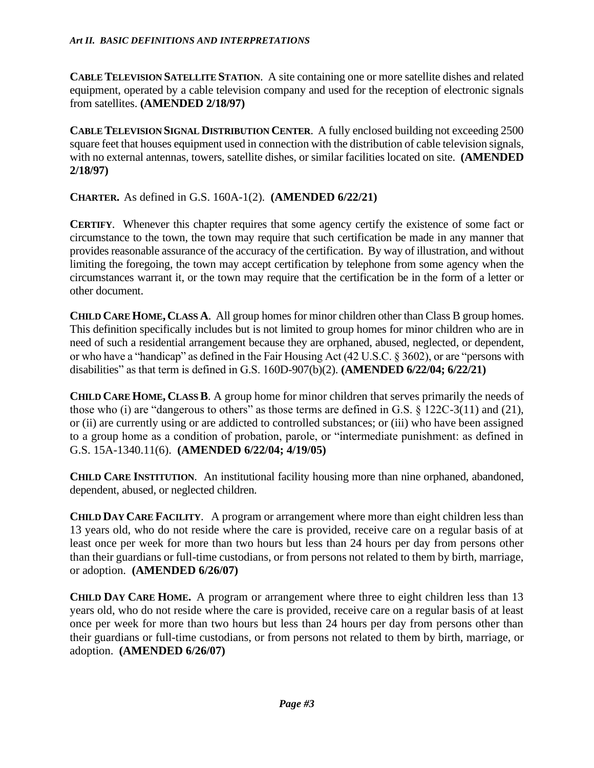**CABLE TELEVISION SATELLITE STATION**. A site containing one or more satellite dishes and related equipment, operated by a cable television company and used for the reception of electronic signals from satellites. **(AMENDED 2/18/97)**

**CABLE TELEVISION SIGNAL DISTRIBUTION CENTER**. A fully enclosed building not exceeding 2500 square feet that houses equipment used in connection with the distribution of cable television signals, with no external antennas, towers, satellite dishes, or similar facilities located on site. **(AMENDED 2/18/97)**

**CHARTER.** As defined in G.S. 160A-1(2). **(AMENDED 6/22/21)**

**CERTIFY**. Whenever this chapter requires that some agency certify the existence of some fact or circumstance to the town, the town may require that such certification be made in any manner that provides reasonable assurance of the accuracy of the certification. By way of illustration, and without limiting the foregoing, the town may accept certification by telephone from some agency when the circumstances warrant it, or the town may require that the certification be in the form of a letter or other document.

**CHILD CARE HOME, CLASS A**. All group homes for minor children other than Class B group homes. This definition specifically includes but is not limited to group homes for minor children who are in need of such a residential arrangement because they are orphaned, abused, neglected, or dependent, or who have a "handicap" as defined in the Fair Housing Act (42 U.S.C. § 3602), or are "persons with disabilities" as that term is defined in G.S. 160D-907(b)(2). **(AMENDED 6/22/04; 6/22/21)**

**CHILD CARE HOME, CLASS B**. A group home for minor children that serves primarily the needs of those who (i) are "dangerous to others" as those terms are defined in G.S. § 122C-3(11) and (21), or (ii) are currently using or are addicted to controlled substances; or (iii) who have been assigned to a group home as a condition of probation, parole, or "intermediate punishment: as defined in G.S. 15A-1340.11(6). **(AMENDED 6/22/04; 4/19/05)**

**CHILD CARE INSTITUTION**. An institutional facility housing more than nine orphaned, abandoned, dependent, abused, or neglected children.

**CHILD DAY CARE FACILITY**. A program or arrangement where more than eight children less than 13 years old, who do not reside where the care is provided, receive care on a regular basis of at least once per week for more than two hours but less than 24 hours per day from persons other than their guardians or full-time custodians, or from persons not related to them by birth, marriage, or adoption. **(AMENDED 6/26/07)**

**CHILD DAY CARE HOME.** A program or arrangement where three to eight children less than 13 years old, who do not reside where the care is provided, receive care on a regular basis of at least once per week for more than two hours but less than 24 hours per day from persons other than their guardians or full-time custodians, or from persons not related to them by birth, marriage, or adoption. **(AMENDED 6/26/07)**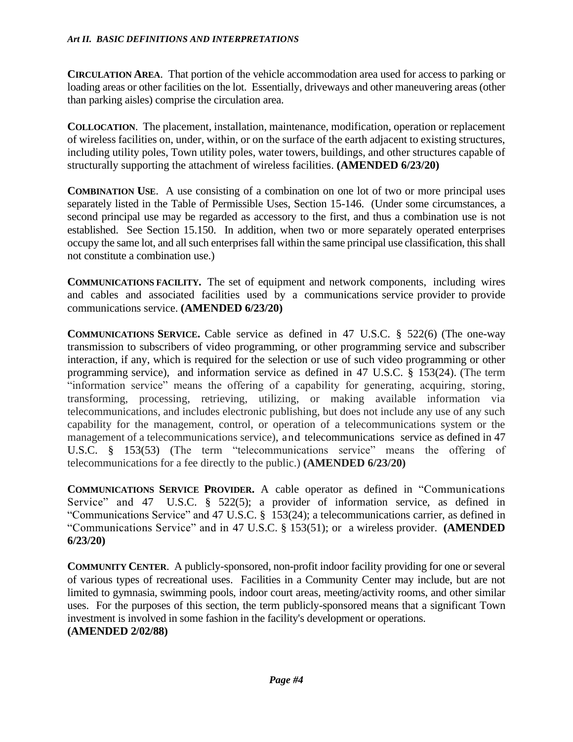**CIRCULATION AREA**. That portion of the vehicle accommodation area used for access to parking or loading areas or other facilities on the lot. Essentially, driveways and other maneuvering areas (other than parking aisles) comprise the circulation area.

**COLLOCATION**. The placement, installation, maintenance, modification, operation or replacement of wireless facilities on, under, within, or on the surface of the earth adjacent to existing structures, including utility poles, Town utility poles, water towers, buildings, and other structures capable of structurally supporting the attachment of wireless facilities. **(AMENDED 6/23/20)**

**COMBINATION USE**. A use consisting of a combination on one lot of two or more principal uses separately listed in the Table of Permissible Uses, Section 15-146. (Under some circumstances, a second principal use may be regarded as accessory to the first, and thus a combination use is not established. See Section 15.150. In addition, when two or more separately operated enterprises occupy the same lot, and all such enterprises fall within the same principal use classification, this shall not constitute a combination use.)

**COMMUNICATIONS FACILITY.** The set of equipment and network components, including wires and cables and associated facilities used by a communications service provider to provide communications service. **(AMENDED 6/23/20)**

**COMMUNICATIONS SERVICE.** Cable service as defined in 47 U.S.C. § 522(6) (The one-way transmission to subscribers of video programming, or other programming service and subscriber interaction, if any, which is required for the selection or use of such video programming or other programming service), and information service as defined in 47 U.S.C. § 153(24). (The term "information service" means the offering of a capability for generating, acquiring, storing, transforming, processing, retrieving, utilizing, or making available information via telecommunications, and includes electronic publishing, but does not include any use of any such capability for the management, control, or operation of a telecommunications system or the management of a telecommunications service), and telecommunications service as defined in 47 U.S.C. § 153(53) (The term "telecommunications service" means the offering of telecommunications for a fee directly to the public.) **(AMENDED 6/23/20)**

**COMMUNICATIONS SERVICE PROVIDER.** A cable operator as defined in "Communications Service" and 47 U.S.C. § 522(5); a provider of information service, as defined in "Communications Service" and 47 U.S.C. § 153(24); a telecommunications carrier, as defined in "Communications Service" and in 47 U.S.C. § 153(51); or a wireless provider. **(AMENDED 6/23/20)**

**COMMUNITY CENTER**. A publicly-sponsored, non-profit indoor facility providing for one or several of various types of recreational uses. Facilities in a Community Center may include, but are not limited to gymnasia, swimming pools, indoor court areas, meeting/activity rooms, and other similar uses. For the purposes of this section, the term publicly-sponsored means that a significant Town investment is involved in some fashion in the facility's development or operations.
**(AMENDED 2/02/88)**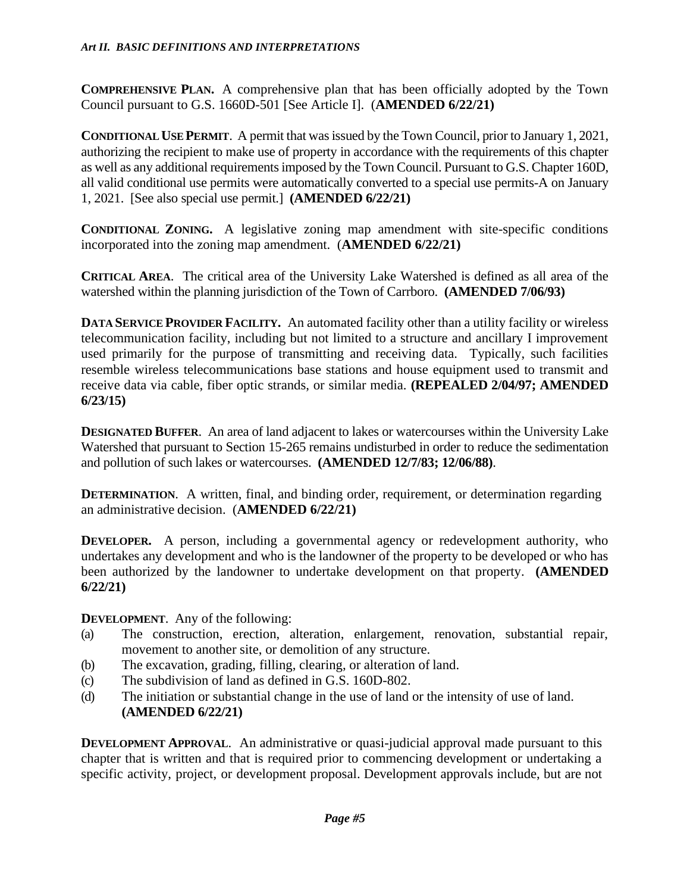**COMPREHENSIVE PLAN.** A comprehensive plan that has been officially adopted by the Town Council pursuant to G.S. 1660D-501 [See Article I]. (**AMENDED 6/22/21)**

**CONDITIONAL USE PERMIT**. A permit that was issued by the Town Council, prior to January 1, 2021, authorizing the recipient to make use of property in accordance with the requirements of this chapter as well as any additional requirements imposed by the Town Council. Pursuant to G.S. Chapter 160D, all valid conditional use permits were automatically converted to a special use permits-A on January 1, 2021. [See also special use permit.] **(AMENDED 6/22/21)**

**CONDITIONAL ZONING.** A legislative zoning map amendment with site-specific conditions incorporated into the zoning map amendment. (**AMENDED 6/22/21)**

**CRITICAL AREA**. The critical area of the University Lake Watershed is defined as all area of the watershed within the planning jurisdiction of the Town of Carrboro. **(AMENDED 7/06/93)**

**DATA SERVICE PROVIDER FACILITY.** An automated facility other than a utility facility or wireless telecommunication facility, including but not limited to a structure and ancillary I improvement used primarily for the purpose of transmitting and receiving data. Typically, such facilities resemble wireless telecommunications base stations and house equipment used to transmit and receive data via cable, fiber optic strands, or similar media. **(REPEALED 2/04/97; AMENDED 6/23/15)**

**DESIGNATED BUFFER**. An area of land adjacent to lakes or watercourses within the University Lake Watershed that pursuant to Section 15-265 remains undisturbed in order to reduce the sedimentation and pollution of such lakes or watercourses. **(AMENDED 12/7/83; 12/06/88)**.

**DETERMINATION**. A written, final, and binding order, requirement, or determination regarding an administrative decision. (**AMENDED 6/22/21)**

**DEVELOPER.** A person, including a governmental agency or redevelopment authority, who undertakes any development and who is the landowner of the property to be developed or who has been authorized by the landowner to undertake development on that property. **(AMENDED 6/22/21)**

**DEVELOPMENT**. Any of the following:

(a) The construction, erection, alteration, enlargement, renovation, substantial repair, movement to another site, or demolition of any structure.
(b) The excavation, grading, filling, clearing, or alteration of land.
(c) The subdivision of land as defined in G.S. 160D-802.
(d) The initiation or substantial change in the use of land or the intensity of use of land. **(AMENDED 6/22/21)**

**DEVELOPMENT APPROVAL**. An administrative or quasi-judicial approval made pursuant to this chapter that is written and that is required prior to commencing development or undertaking a specific activity, project, or development proposal. Development approvals include, but are not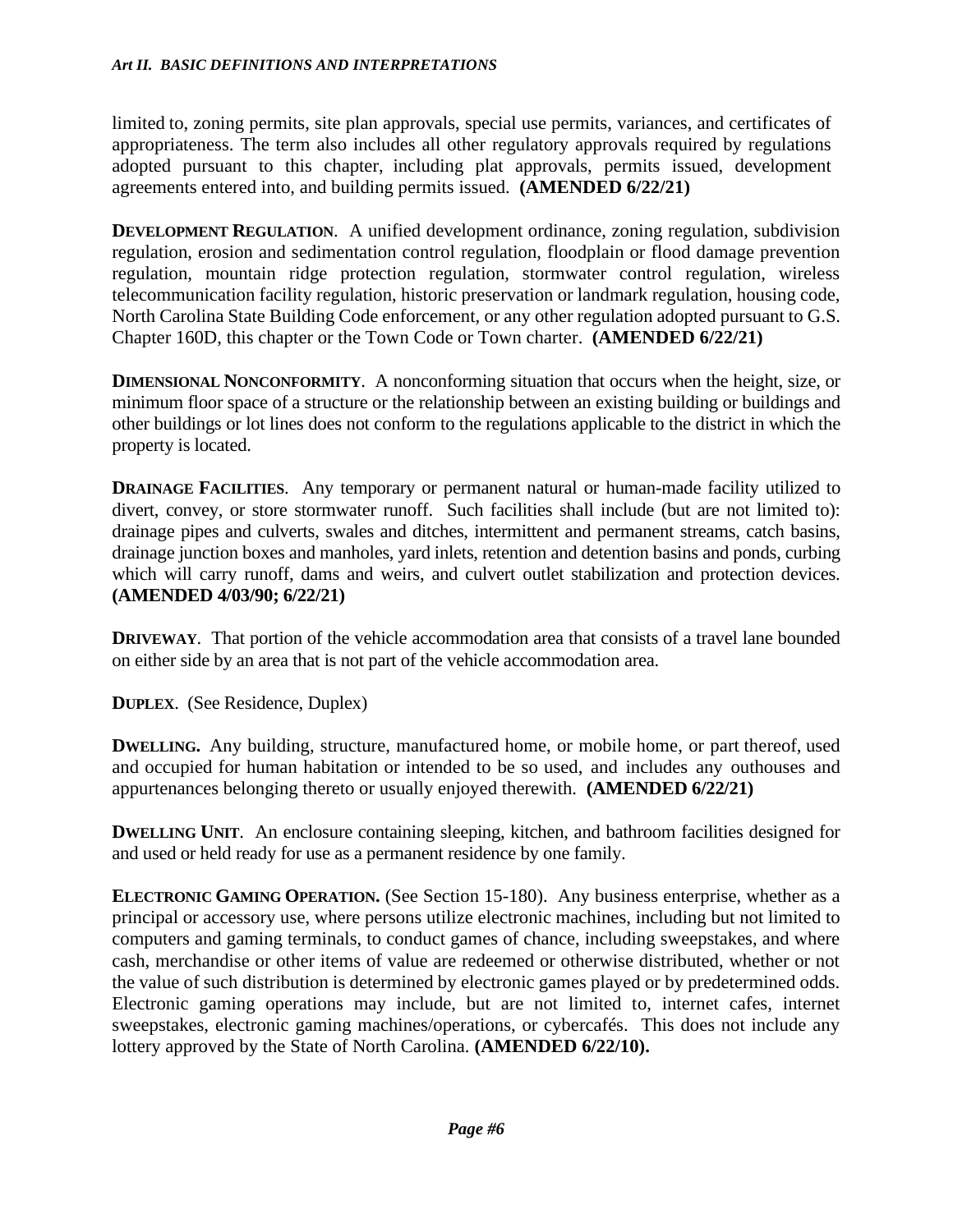limited to, zoning permits, site plan approvals, special use permits, variances, and certificates of appropriateness. The term also includes all other regulatory approvals required by regulations adopted pursuant to this chapter, including plat approvals, permits issued, development agreements entered into, and building permits issued. **(AMENDED 6/22/21)**

**DEVELOPMENT REGULATION**. A unified development ordinance, zoning regulation, subdivision regulation, erosion and sedimentation control regulation, floodplain or flood damage prevention regulation, mountain ridge protection regulation, stormwater control regulation, wireless telecommunication facility regulation, historic preservation or landmark regulation, housing code, North Carolina State Building Code enforcement, or any other regulation adopted pursuant to G.S. Chapter 160D, this chapter or the Town Code or Town charter. **(AMENDED 6/22/21)**

**DIMENSIONAL NONCONFORMITY**. A nonconforming situation that occurs when the height, size, or minimum floor space of a structure or the relationship between an existing building or buildings and other buildings or lot lines does not conform to the regulations applicable to the district in which the property is located.

**DRAINAGE FACILITIES**. Any temporary or permanent natural or human-made facility utilized to divert, convey, or store stormwater runoff. Such facilities shall include (but are not limited to): drainage pipes and culverts, swales and ditches, intermittent and permanent streams, catch basins, drainage junction boxes and manholes, yard inlets, retention and detention basins and ponds, curbing which will carry runoff, dams and weirs, and culvert outlet stabilization and protection devices. **(AMENDED 4/03/90; 6/22/21)**

**DRIVEWAY**. That portion of the vehicle accommodation area that consists of a travel lane bounded on either side by an area that is not part of the vehicle accommodation area.

**DUPLEX**. (See Residence, Duplex)

**DWELLING.** Any building, structure, manufactured home, or mobile home, or part thereof, used and occupied for human habitation or intended to be so used, and includes any outhouses and appurtenances belonging thereto or usually enjoyed therewith. **(AMENDED 6/22/21)**

**DWELLING UNIT**. An enclosure containing sleeping, kitchen, and bathroom facilities designed for and used or held ready for use as a permanent residence by one family.

**ELECTRONIC GAMING OPERATION.** (See Section 15-180). Any business enterprise, whether as a principal or accessory use, where persons utilize electronic machines, including but not limited to computers and gaming terminals, to conduct games of chance, including sweepstakes, and where cash, merchandise or other items of value are redeemed or otherwise distributed, whether or not the value of such distribution is determined by electronic games played or by predetermined odds. Electronic gaming operations may include, but are not limited to, internet cafes, internet sweepstakes, electronic gaming machines/operations, or cybercafés. This does not include any lottery approved by the State of North Carolina. **(AMENDED 6/22/10).**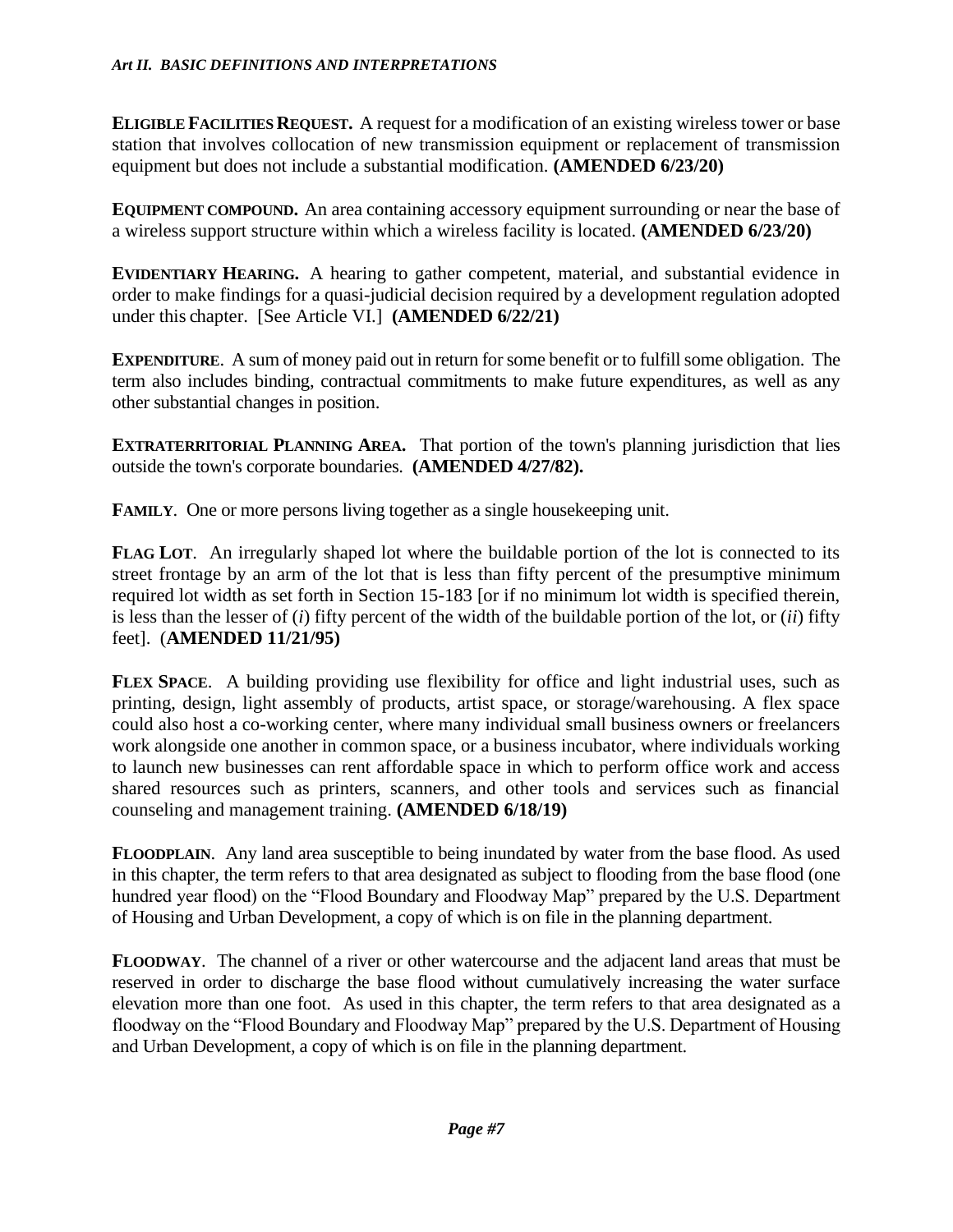**ELIGIBLE FACILITIES REQUEST.** A request for a modification of an existing wireless tower or base station that involves collocation of new transmission equipment or replacement of transmission equipment but does not include a substantial modification. **(AMENDED 6/23/20)**

**EQUIPMENT COMPOUND.** An area containing accessory equipment surrounding or near the base of a wireless support structure within which a wireless facility is located. **(AMENDED 6/23/20)**

**EVIDENTIARY HEARING.** A hearing to gather competent, material, and substantial evidence in order to make findings for a quasi-judicial decision required by a development regulation adopted under this chapter. [See Article VI.] **(AMENDED 6/22/21)**

**EXPENDITURE**. A sum of money paid out in return for some benefit or to fulfill some obligation. The term also includes binding, contractual commitments to make future expenditures, as well as any other substantial changes in position.

**EXTRATERRITORIAL PLANNING AREA.** That portion of the town's planning jurisdiction that lies outside the town's corporate boundaries. **(AMENDED 4/27/82).**

**FAMILY**. One or more persons living together as a single housekeeping unit.

**FLAG LOT**. An irregularly shaped lot where the buildable portion of the lot is connected to its street frontage by an arm of the lot that is less than fifty percent of the presumptive minimum required lot width as set forth in Section 15-183 [or if no minimum lot width is specified therein, is less than the lesser of (*i*) fifty percent of the width of the buildable portion of the lot, or (*ii*) fifty feet]. (**AMENDED 11/21/95)**

**FLEX SPACE**. A building providing use flexibility for office and light industrial uses, such as printing, design, light assembly of products, artist space, or storage/warehousing. A flex space could also host a co-working center, where many individual small business owners or freelancers work alongside one another in common space, or a business incubator, where individuals working to launch new businesses can rent affordable space in which to perform office work and access shared resources such as printers, scanners, and other tools and services such as financial counseling and management training. **(AMENDED 6/18/19)**

**FLOODPLAIN**. Any land area susceptible to being inundated by water from the base flood. As used in this chapter, the term refers to that area designated as subject to flooding from the base flood (one hundred year flood) on the "Flood Boundary and Floodway Map" prepared by the U.S. Department of Housing and Urban Development, a copy of which is on file in the planning department.

**FLOODWAY**. The channel of a river or other watercourse and the adjacent land areas that must be reserved in order to discharge the base flood without cumulatively increasing the water surface elevation more than one foot. As used in this chapter, the term refers to that area designated as a floodway on the "Flood Boundary and Floodway Map" prepared by the U.S. Department of Housing and Urban Development, a copy of which is on file in the planning department.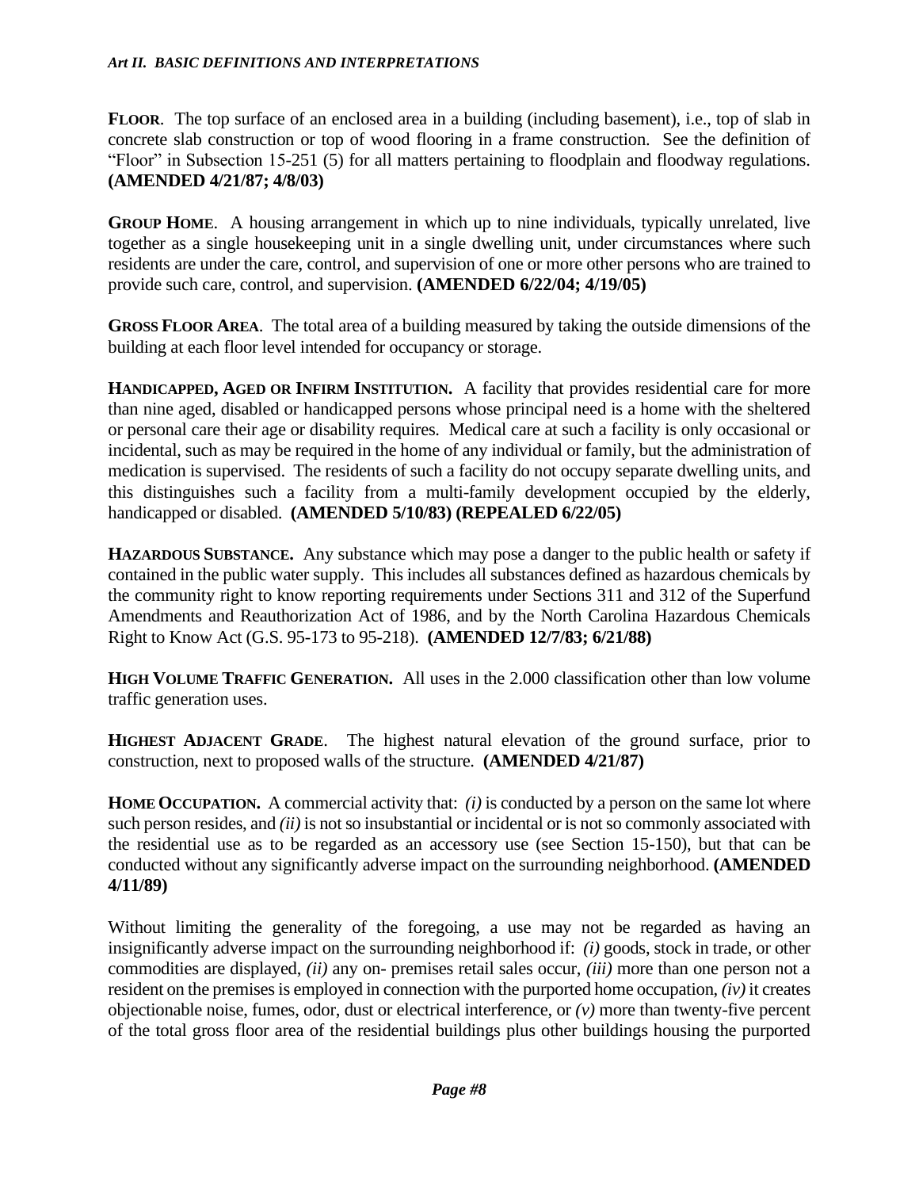**FLOOR**. The top surface of an enclosed area in a building (including basement), i.e., top of slab in concrete slab construction or top of wood flooring in a frame construction. See the definition of "Floor" in Subsection 15-251 (5) for all matters pertaining to floodplain and floodway regulations. **(AMENDED 4/21/87; 4/8/03)**

**GROUP HOME**. A housing arrangement in which up to nine individuals, typically unrelated, live together as a single housekeeping unit in a single dwelling unit, under circumstances where such residents are under the care, control, and supervision of one or more other persons who are trained to provide such care, control, and supervision. **(AMENDED 6/22/04; 4/19/05)**

**GROSS FLOOR AREA**. The total area of a building measured by taking the outside dimensions of the building at each floor level intended for occupancy or storage.

**HANDICAPPED, AGED OR INFIRM INSTITUTION.** A facility that provides residential care for more than nine aged, disabled or handicapped persons whose principal need is a home with the sheltered or personal care their age or disability requires. Medical care at such a facility is only occasional or incidental, such as may be required in the home of any individual or family, but the administration of medication is supervised. The residents of such a facility do not occupy separate dwelling units, and this distinguishes such a facility from a multi-family development occupied by the elderly, handicapped or disabled. **(AMENDED 5/10/83) (REPEALED 6/22/05)**

**HAZARDOUS SUBSTANCE.** Any substance which may pose a danger to the public health or safety if contained in the public water supply. This includes all substances defined as hazardous chemicals by the community right to know reporting requirements under Sections 311 and 312 of the Superfund Amendments and Reauthorization Act of 1986, and by the North Carolina Hazardous Chemicals Right to Know Act (G.S. 95-173 to 95-218). **(AMENDED 12/7/83; 6/21/88)**

**HIGH VOLUME TRAFFIC GENERATION.** All uses in the 2.000 classification other than low volume traffic generation uses.

**HIGHEST ADJACENT GRADE**. The highest natural elevation of the ground surface, prior to construction, next to proposed walls of the structure. **(AMENDED 4/21/87)**

**HOME OCCUPATION.** A commercial activity that: *(i)* is conducted by a person on the same lot where such person resides, and *(ii)* is not so insubstantial or incidental or is not so commonly associated with the residential use as to be regarded as an accessory use (see Section 15-150), but that can be conducted without any significantly adverse impact on the surrounding neighborhood. **(AMENDED 4/11/89)**

Without limiting the generality of the foregoing, a use may not be regarded as having an insignificantly adverse impact on the surrounding neighborhood if: *(i)* goods, stock in trade, or other commodities are displayed, *(ii)* any on- premises retail sales occur, *(iii)* more than one person not a resident on the premises is employed in connection with the purported home occupation, *(iv)* it creates objectionable noise, fumes, odor, dust or electrical interference, or *(v)* more than twenty-five percent of the total gross floor area of the residential buildings plus other buildings housing the purported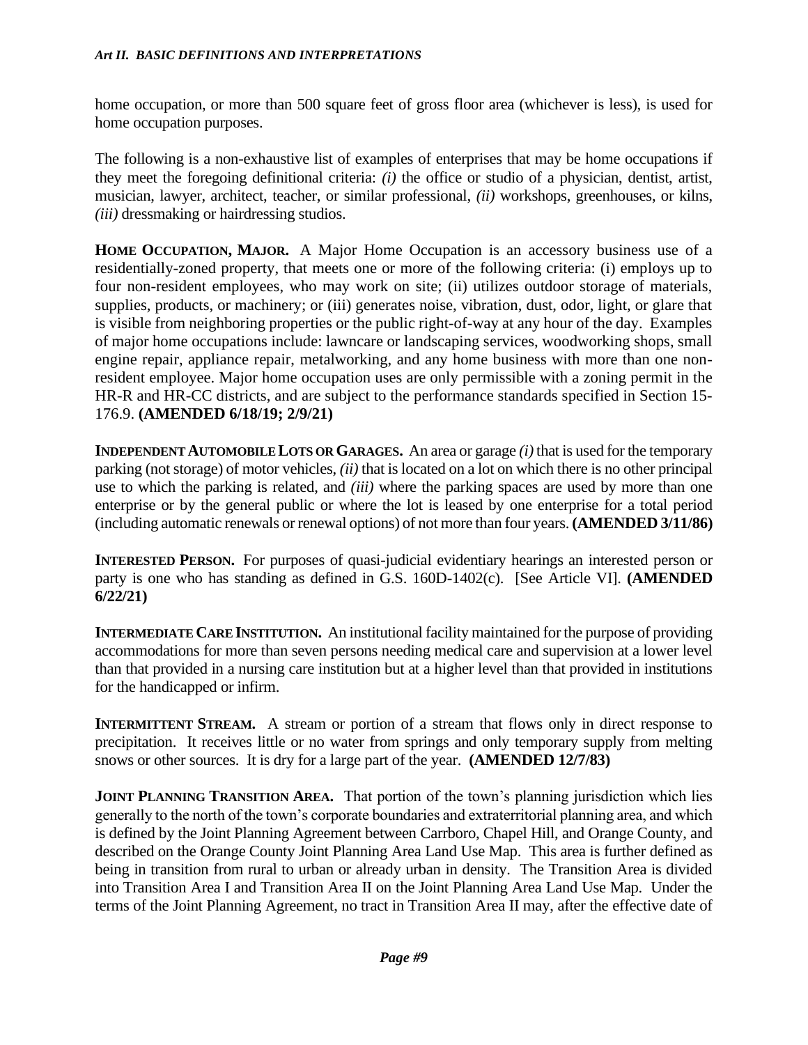home occupation, or more than 500 square feet of gross floor area (whichever is less), is used for home occupation purposes.

The following is a non-exhaustive list of examples of enterprises that may be home occupations if they meet the foregoing definitional criteria: *(i)* the office or studio of a physician, dentist, artist, musician, lawyer, architect, teacher, or similar professional, *(ii)* workshops, greenhouses, or kilns, *(iii)* dressmaking or hairdressing studios.

**HOME OCCUPATION, MAJOR.** A Major Home Occupation is an accessory business use of a residentially-zoned property, that meets one or more of the following criteria: (i) employs up to four non-resident employees, who may work on site; (ii) utilizes outdoor storage of materials, supplies, products, or machinery; or (iii) generates noise, vibration, dust, odor, light, or glare that is visible from neighboring properties or the public right-of-way at any hour of the day. Examples of major home occupations include: lawncare or landscaping services, woodworking shops, small engine repair, appliance repair, metalworking, and any home business with more than one non-resident employee. Major home occupation uses are only permissible with a zoning permit in the HR-R and HR-CC districts, and are subject to the performance standards specified in Section 15-176.9. **(AMENDED 6/18/19; 2/9/21)**

**INDEPENDENT AUTOMOBILE LOTS OR GARAGES.** An area or garage *(i)* that is used for the temporary parking (not storage) of motor vehicles, *(ii)* that is located on a lot on which there is no other principal use to which the parking is related, and *(iii)* where the parking spaces are used by more than one enterprise or by the general public or where the lot is leased by one enterprise for a total period (including automatic renewals or renewal options) of not more than four years. **(AMENDED 3/11/86)**

**INTERESTED PERSON.** For purposes of quasi-judicial evidentiary hearings an interested person or party is one who has standing as defined in G.S. 160D-1402(c). [See Article VI]. **(AMENDED 6/22/21)**

**INTERMEDIATE CARE INSTITUTION.** An institutional facility maintained for the purpose of providing accommodations for more than seven persons needing medical care and supervision at a lower level than that provided in a nursing care institution but at a higher level than that provided in institutions for the handicapped or infirm.

**INTERMITTENT STREAM.** A stream or portion of a stream that flows only in direct response to precipitation. It receives little or no water from springs and only temporary supply from melting snows or other sources. It is dry for a large part of the year. **(AMENDED 12/7/83)**

**JOINT PLANNING TRANSITION AREA.** That portion of the town's planning jurisdiction which lies generally to the north of the town's corporate boundaries and extraterritorial planning area, and which is defined by the Joint Planning Agreement between Carrboro, Chapel Hill, and Orange County, and described on the Orange County Joint Planning Area Land Use Map. This area is further defined as being in transition from rural to urban or already urban in density. The Transition Area is divided into Transition Area I and Transition Area II on the Joint Planning Area Land Use Map. Under the terms of the Joint Planning Agreement, no tract in Transition Area II may, after the effective date of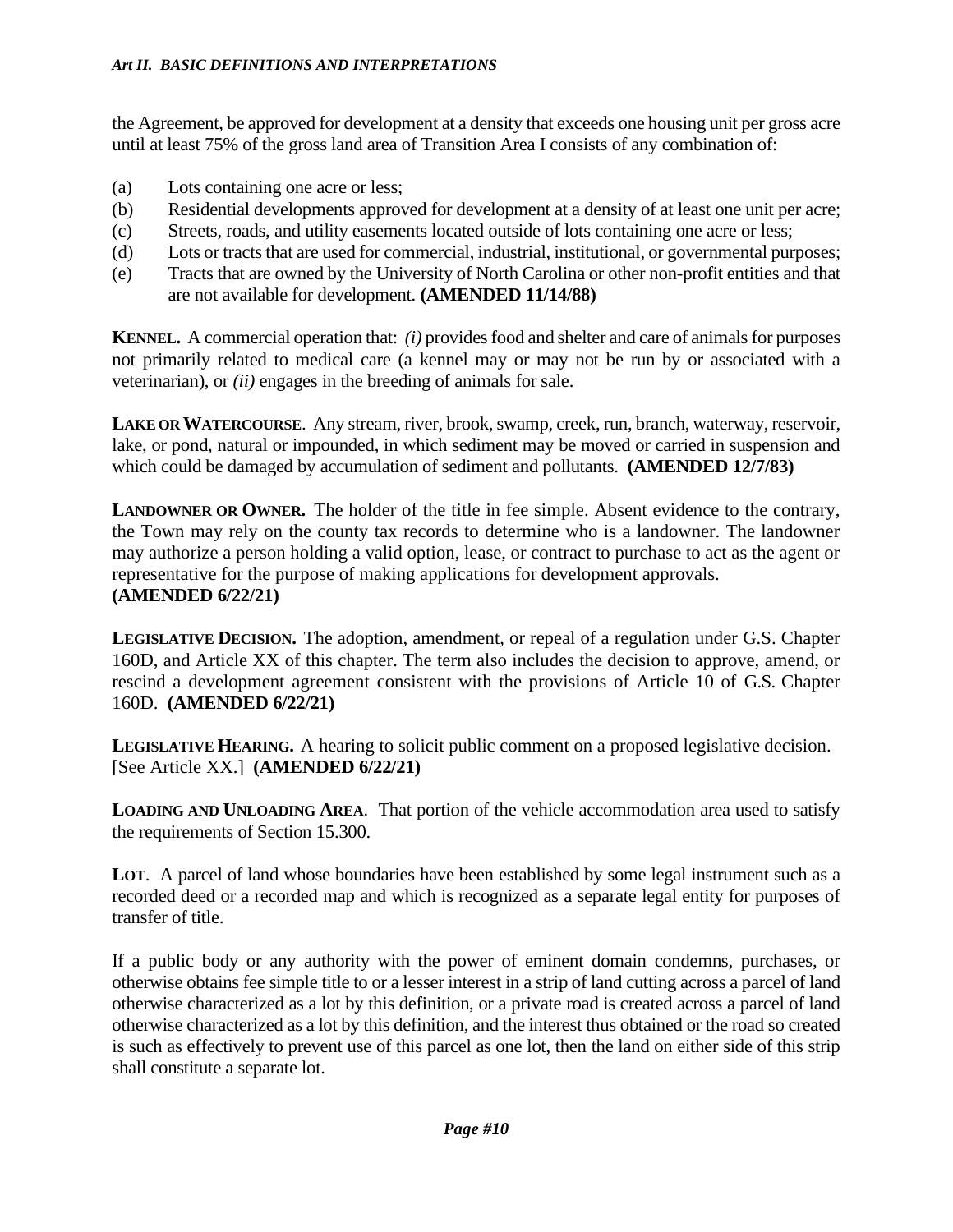the Agreement, be approved for development at a density that exceeds one housing unit per gross acre until at least 75% of the gross land area of Transition Area I consists of any combination of:

(a) Lots containing one acre or less;
(b) Residential developments approved for development at a density of at least one unit per acre;
(c) Streets, roads, and utility easements located outside of lots containing one acre or less;
(d) Lots or tracts that are used for commercial, industrial, institutional, or governmental purposes;
(e) Tracts that are owned by the University of North Carolina or other non-profit entities and that are not available for development. **(AMENDED 11/14/88)**

**KENNEL.** A commercial operation that: *(i)* provides food and shelter and care of animals for purposes not primarily related to medical care (a kennel may or may not be run by or associated with a veterinarian), or *(ii)* engages in the breeding of animals for sale.

**LAKE OR WATERCOURSE**. Any stream, river, brook, swamp, creek, run, branch, waterway, reservoir, lake, or pond, natural or impounded, in which sediment may be moved or carried in suspension and which could be damaged by accumulation of sediment and pollutants. **(AMENDED 12/7/83)**

**LANDOWNER OR OWNER.** The holder of the title in fee simple. Absent evidence to the contrary, the Town may rely on the county tax records to determine who is a landowner. The landowner may authorize a person holding a valid option, lease, or contract to purchase to act as the agent or representative for the purpose of making applications for development approvals.
**(AMENDED 6/22/21)**

**LEGISLATIVE DECISION.** The adoption, amendment, or repeal of a regulation under G.S. Chapter 160D, and Article XX of this chapter. The term also includes the decision to approve, amend, or rescind a development agreement consistent with the provisions of Article 10 of G.S. Chapter 160D. **(AMENDED 6/22/21)**

**LEGISLATIVE HEARING.** A hearing to solicit public comment on a proposed legislative decision. [See Article XX.] **(AMENDED 6/22/21)**

**LOADING AND UNLOADING AREA**. That portion of the vehicle accommodation area used to satisfy the requirements of Section 15.300.

**LOT**. A parcel of land whose boundaries have been established by some legal instrument such as a recorded deed or a recorded map and which is recognized as a separate legal entity for purposes of transfer of title.

If a public body or any authority with the power of eminent domain condemns, purchases, or otherwise obtains fee simple title to or a lesser interest in a strip of land cutting across a parcel of land otherwise characterized as a lot by this definition, or a private road is created across a parcel of land otherwise characterized as a lot by this definition, and the interest thus obtained or the road so created is such as effectively to prevent use of this parcel as one lot, then the land on either side of this strip shall constitute a separate lot.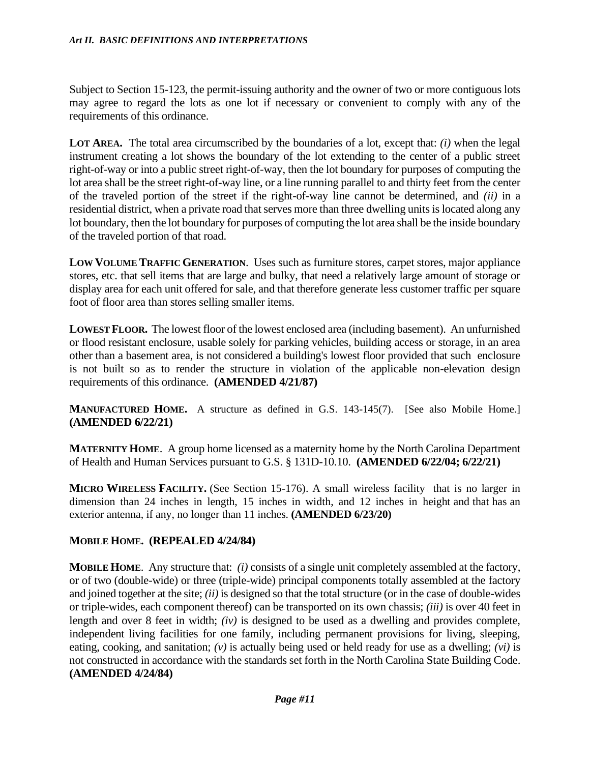Subject to Section 15-123, the permit-issuing authority and the owner of two or more contiguous lots may agree to regard the lots as one lot if necessary or convenient to comply with any of the requirements of this ordinance.

**LOT AREA.** The total area circumscribed by the boundaries of a lot, except that: *(i)* when the legal instrument creating a lot shows the boundary of the lot extending to the center of a public street right-of-way or into a public street right-of-way, then the lot boundary for purposes of computing the lot area shall be the street right-of-way line, or a line running parallel to and thirty feet from the center of the traveled portion of the street if the right-of-way line cannot be determined, and *(ii)* in a residential district, when a private road that serves more than three dwelling units is located along any lot boundary, then the lot boundary for purposes of computing the lot area shall be the inside boundary of the traveled portion of that road.

**LOW VOLUME TRAFFIC GENERATION**. Uses such as furniture stores, carpet stores, major appliance stores, etc. that sell items that are large and bulky, that need a relatively large amount of storage or display area for each unit offered for sale, and that therefore generate less customer traffic per square foot of floor area than stores selling smaller items.

**LOWEST FLOOR.** The lowest floor of the lowest enclosed area (including basement). An unfurnished or flood resistant enclosure, usable solely for parking vehicles, building access or storage, in an area other than a basement area, is not considered a building's lowest floor provided that such enclosure is not built so as to render the structure in violation of the applicable non-elevation design requirements of this ordinance. **(AMENDED 4/21/87)**

**MANUFACTURED HOME.** A structure as defined in G.S. 143-145(7). [See also Mobile Home.] **(AMENDED 6/22/21)**

**MATERNITY HOME**. A group home licensed as a maternity home by the North Carolina Department of Health and Human Services pursuant to G.S. § 131D-10.10. **(AMENDED 6/22/04; 6/22/21)**

**MICRO WIRELESS FACILITY.** (See Section 15-176). A small wireless facility that is no larger in dimension than 24 inches in length, 15 inches in width, and 12 inches in height and that has an exterior antenna, if any, no longer than 11 inches. **(AMENDED 6/23/20)**

**MOBILE HOME. (REPEALED 4/24/84)**

**MOBILE HOME**. Any structure that: *(i)* consists of a single unit completely assembled at the factory, or of two (double-wide) or three (triple-wide) principal components totally assembled at the factory and joined together at the site; *(ii)* is designed so that the total structure (or in the case of double-wides or triple-wides, each component thereof) can be transported on its own chassis; *(iii)* is over 40 feet in length and over 8 feet in width; *(iv)* is designed to be used as a dwelling and provides complete, independent living facilities for one family, including permanent provisions for living, sleeping, eating, cooking, and sanitation; *(v)* is actually being used or held ready for use as a dwelling; *(vi)* is not constructed in accordance with the standards set forth in the North Carolina State Building Code. **(AMENDED 4/24/84)**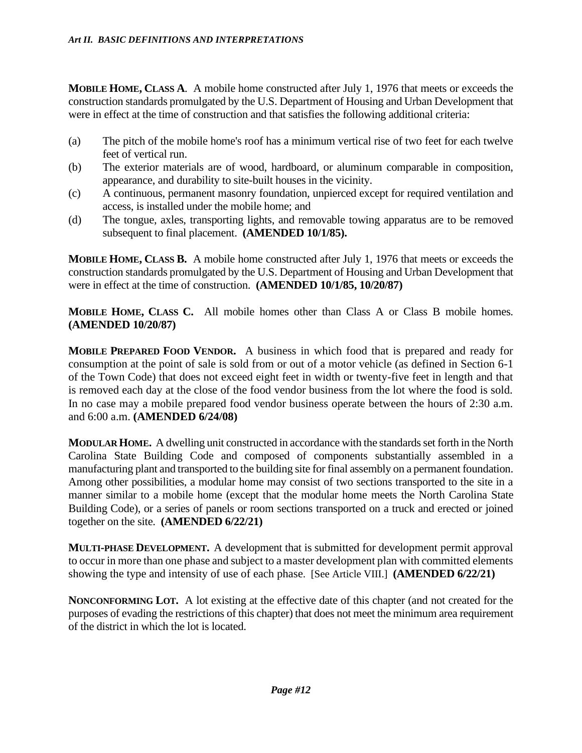**MOBILE HOME, CLASS A**. A mobile home constructed after July 1, 1976 that meets or exceeds the construction standards promulgated by the U.S. Department of Housing and Urban Development that were in effect at the time of construction and that satisfies the following additional criteria:

(a) The pitch of the mobile home's roof has a minimum vertical rise of two feet for each twelve feet of vertical run.

(b) The exterior materials are of wood, hardboard, or aluminum comparable in composition, appearance, and durability to site-built houses in the vicinity.

(c) A continuous, permanent masonry foundation, unpierced except for required ventilation and access, is installed under the mobile home; and

(d) The tongue, axles, transporting lights, and removable towing apparatus are to be removed subsequent to final placement. **(AMENDED 10/1/85).**

**MOBILE HOME, CLASS B.** A mobile home constructed after July 1, 1976 that meets or exceeds the construction standards promulgated by the U.S. Department of Housing and Urban Development that were in effect at the time of construction. **(AMENDED 10/1/85, 10/20/87)**

**MOBILE HOME, CLASS C.** All mobile homes other than Class A or Class B mobile homes. **(AMENDED 10/20/87)**

**MOBILE PREPARED FOOD VENDOR.** A business in which food that is prepared and ready for consumption at the point of sale is sold from or out of a motor vehicle (as defined in Section 6-1 of the Town Code) that does not exceed eight feet in width or twenty-five feet in length and that is removed each day at the close of the food vendor business from the lot where the food is sold. In no case may a mobile prepared food vendor business operate between the hours of 2:30 a.m. and 6:00 a.m. **(AMENDED 6/24/08)**

**MODULAR HOME.** A dwelling unit constructed in accordance with the standards set forth in the North Carolina State Building Code and composed of components substantially assembled in a manufacturing plant and transported to the building site for final assembly on a permanent foundation. Among other possibilities, a modular home may consist of two sections transported to the site in a manner similar to a mobile home (except that the modular home meets the North Carolina State Building Code), or a series of panels or room sections transported on a truck and erected or joined together on the site. **(AMENDED 6/22/21)**

**MULTI-PHASE DEVELOPMENT.** A development that is submitted for development permit approval to occur in more than one phase and subject to a master development plan with committed elements showing the type and intensity of use of each phase. [See Article VIII.] **(AMENDED 6/22/21)**

**NONCONFORMING LOT.** A lot existing at the effective date of this chapter (and not created for the purposes of evading the restrictions of this chapter) that does not meet the minimum area requirement of the district in which the lot is located.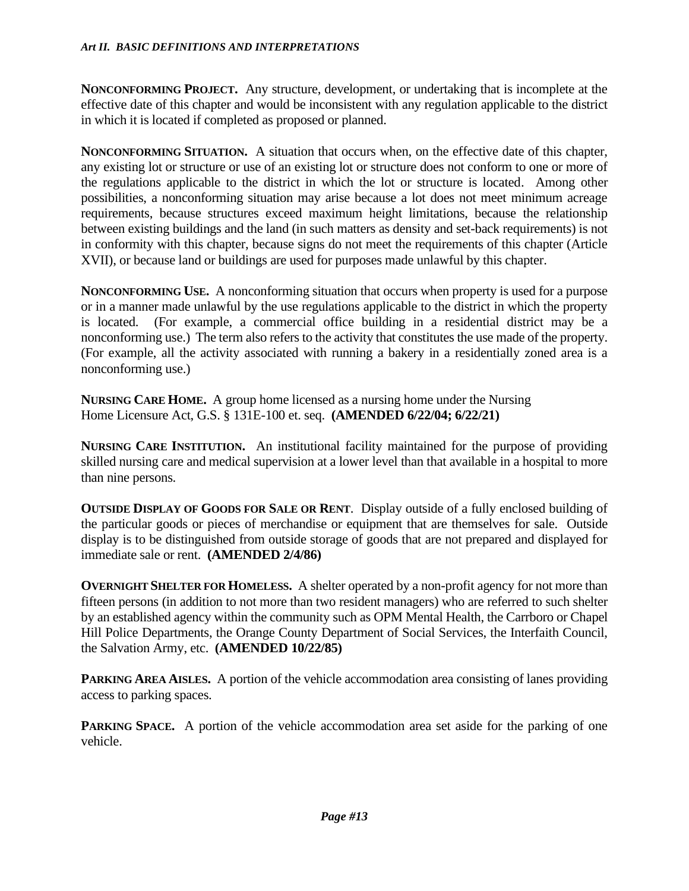**NONCONFORMING PROJECT.** Any structure, development, or undertaking that is incomplete at the effective date of this chapter and would be inconsistent with any regulation applicable to the district in which it is located if completed as proposed or planned.

**NONCONFORMING SITUATION.** A situation that occurs when, on the effective date of this chapter, any existing lot or structure or use of an existing lot or structure does not conform to one or more of the regulations applicable to the district in which the lot or structure is located. Among other possibilities, a nonconforming situation may arise because a lot does not meet minimum acreage requirements, because structures exceed maximum height limitations, because the relationship between existing buildings and the land (in such matters as density and set-back requirements) is not in conformity with this chapter, because signs do not meet the requirements of this chapter (Article XVII), or because land or buildings are used for purposes made unlawful by this chapter.

**NONCONFORMING USE.** A nonconforming situation that occurs when property is used for a purpose or in a manner made unlawful by the use regulations applicable to the district in which the property is located. (For example, a commercial office building in a residential district may be a nonconforming use.) The term also refers to the activity that constitutes the use made of the property. (For example, all the activity associated with running a bakery in a residentially zoned area is a nonconforming use.)

**NURSING CARE HOME.** A group home licensed as a nursing home under the Nursing Home Licensure Act, G.S. § 131E-100 et. seq. **(AMENDED 6/22/04; 6/22/21)**

**NURSING CARE INSTITUTION.** An institutional facility maintained for the purpose of providing skilled nursing care and medical supervision at a lower level than that available in a hospital to more than nine persons.

**OUTSIDE DISPLAY OF GOODS FOR SALE OR RENT**. Display outside of a fully enclosed building of the particular goods or pieces of merchandise or equipment that are themselves for sale. Outside display is to be distinguished from outside storage of goods that are not prepared and displayed for immediate sale or rent. **(AMENDED 2/4/86)**

**OVERNIGHT SHELTER FOR HOMELESS.** A shelter operated by a non-profit agency for not more than fifteen persons (in addition to not more than two resident managers) who are referred to such shelter by an established agency within the community such as OPM Mental Health, the Carrboro or Chapel Hill Police Departments, the Orange County Department of Social Services, the Interfaith Council, the Salvation Army, etc. **(AMENDED 10/22/85)**

**PARKING AREA AISLES.** A portion of the vehicle accommodation area consisting of lanes providing access to parking spaces.

**PARKING SPACE.** A portion of the vehicle accommodation area set aside for the parking of one vehicle.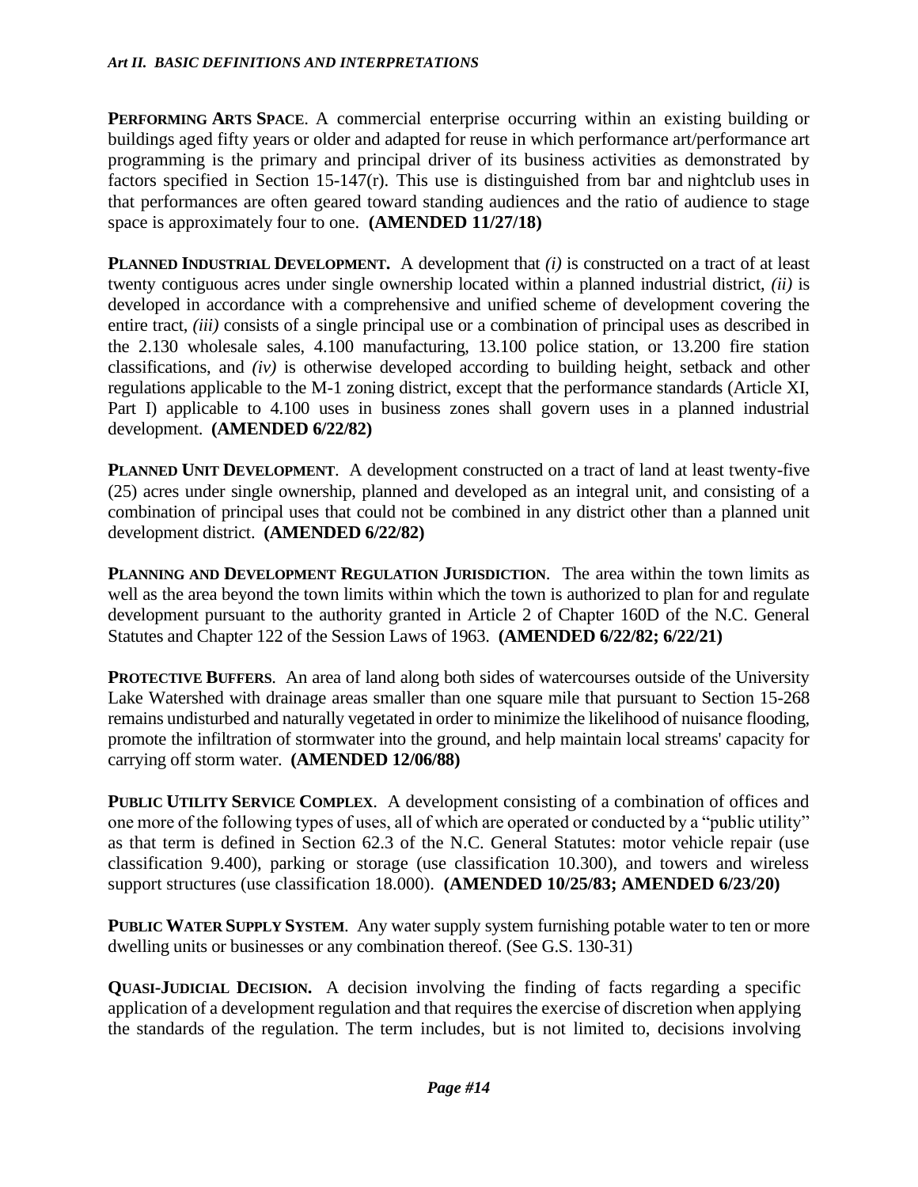**PERFORMING ARTS SPACE**. A commercial enterprise occurring within an existing building or buildings aged fifty years or older and adapted for reuse in which performance art/performance art programming is the primary and principal driver of its business activities as demonstrated by factors specified in Section 15-147(r). This use is distinguished from bar and nightclub uses in that performances are often geared toward standing audiences and the ratio of audience to stage space is approximately four to one. **(AMENDED 11/27/18)**

**PLANNED INDUSTRIAL DEVELOPMENT.** A development that *(i)* is constructed on a tract of at least twenty contiguous acres under single ownership located within a planned industrial district, *(ii)* is developed in accordance with a comprehensive and unified scheme of development covering the entire tract, *(iii)* consists of a single principal use or a combination of principal uses as described in the 2.130 wholesale sales, 4.100 manufacturing, 13.100 police station, or 13.200 fire station classifications, and *(iv)* is otherwise developed according to building height, setback and other regulations applicable to the M-1 zoning district, except that the performance standards (Article XI, Part I) applicable to 4.100 uses in business zones shall govern uses in a planned industrial development. **(AMENDED 6/22/82)**

**PLANNED UNIT DEVELOPMENT**. A development constructed on a tract of land at least twenty-five (25) acres under single ownership, planned and developed as an integral unit, and consisting of a combination of principal uses that could not be combined in any district other than a planned unit development district. **(AMENDED 6/22/82)**

**PLANNING AND DEVELOPMENT REGULATION JURISDICTION**. The area within the town limits as well as the area beyond the town limits within which the town is authorized to plan for and regulate development pursuant to the authority granted in Article 2 of Chapter 160D of the N.C. General Statutes and Chapter 122 of the Session Laws of 1963. **(AMENDED 6/22/82; 6/22/21)**

**PROTECTIVE BUFFERS**. An area of land along both sides of watercourses outside of the University Lake Watershed with drainage areas smaller than one square mile that pursuant to Section 15-268 remains undisturbed and naturally vegetated in order to minimize the likelihood of nuisance flooding, promote the infiltration of stormwater into the ground, and help maintain local streams' capacity for carrying off storm water. **(AMENDED 12/06/88)**

**PUBLIC UTILITY SERVICE COMPLEX**. A development consisting of a combination of offices and one more of the following types of uses, all of which are operated or conducted by a "public utility" as that term is defined in Section 62.3 of the N.C. General Statutes: motor vehicle repair (use classification 9.400), parking or storage (use classification 10.300), and towers and wireless support structures (use classification 18.000). **(AMENDED 10/25/83; AMENDED 6/23/20)**

**PUBLIC WATER SUPPLY SYSTEM**. Any water supply system furnishing potable water to ten or more dwelling units or businesses or any combination thereof. (See G.S. 130-31)

**QUASI-JUDICIAL DECISION.** A decision involving the finding of facts regarding a specific application of a development regulation and that requires the exercise of discretion when applying the standards of the regulation. The term includes, but is not limited to, decisions involving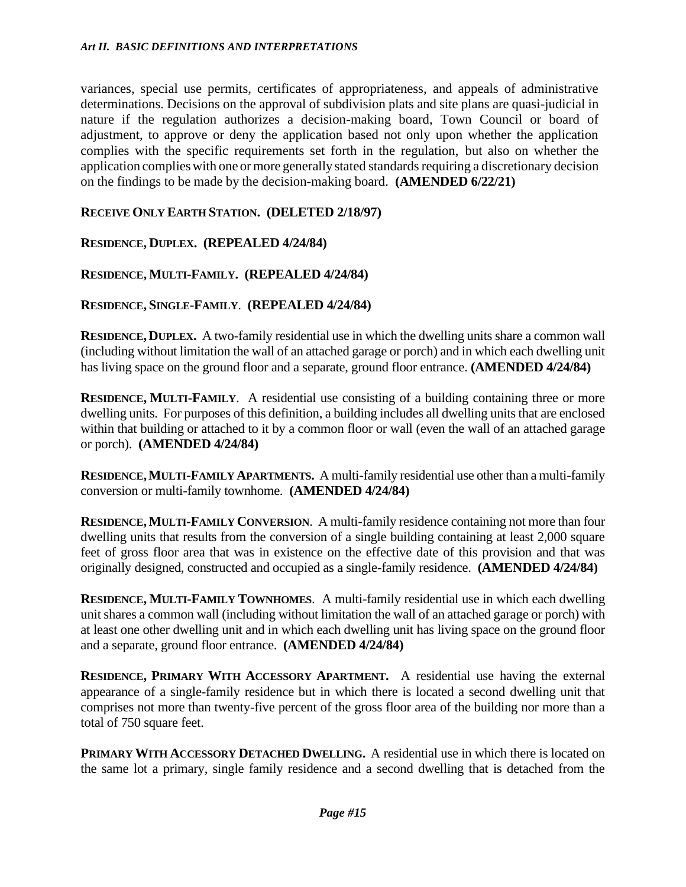variances, special use permits, certificates of appropriateness, and appeals of administrative determinations. Decisions on the approval of subdivision plats and site plans are quasi-judicial in nature if the regulation authorizes a decision-making board, Town Council or board of adjustment, to approve or deny the application based not only upon whether the application complies with the specific requirements set forth in the regulation, but also on whether the application complies with one or more generally stated standards requiring a discretionary decision on the findings to be made by the decision-making board. **(AMENDED 6/22/21)**

**RECEIVE ONLY EARTH STATION. (DELETED 2/18/97)**

**RESIDENCE, DUPLEX. (REPEALED 4/24/84)**

**RESIDENCE, MULTI-FAMILY. (REPEALED 4/24/84)**

**RESIDENCE, SINGLE-FAMILY. (REPEALED 4/24/84)**

**RESIDENCE, DUPLEX.** A two-family residential use in which the dwelling units share a common wall (including without limitation the wall of an attached garage or porch) and in which each dwelling unit has living space on the ground floor and a separate, ground floor entrance. **(AMENDED 4/24/84)**

**RESIDENCE, MULTI-FAMILY**. A residential use consisting of a building containing three or more dwelling units. For purposes of this definition, a building includes all dwelling units that are enclosed within that building or attached to it by a common floor or wall (even the wall of an attached garage or porch). **(AMENDED 4/24/84)**

**RESIDENCE, MULTI-FAMILY APARTMENTS.** A multi-family residential use other than a multi-family conversion or multi-family townhome. **(AMENDED 4/24/84)**

**RESIDENCE, MULTI-FAMILY CONVERSION**. A multi-family residence containing not more than four dwelling units that results from the conversion of a single building containing at least 2,000 square feet of gross floor area that was in existence on the effective date of this provision and that was originally designed, constructed and occupied as a single-family residence. **(AMENDED 4/24/84)**

**RESIDENCE, MULTI-FAMILY TOWNHOMES**. A multi-family residential use in which each dwelling unit shares a common wall (including without limitation the wall of an attached garage or porch) with at least one other dwelling unit and in which each dwelling unit has living space on the ground floor and a separate, ground floor entrance. **(AMENDED 4/24/84)**

**RESIDENCE, PRIMARY WITH ACCESSORY APARTMENT.** A residential use having the external appearance of a single-family residence but in which there is located a second dwelling unit that comprises not more than twenty-five percent of the gross floor area of the building nor more than a total of 750 square feet.

**PRIMARY WITH ACCESSORY DETACHED DWELLING.** A residential use in which there is located on the same lot a primary, single family residence and a second dwelling that is detached from the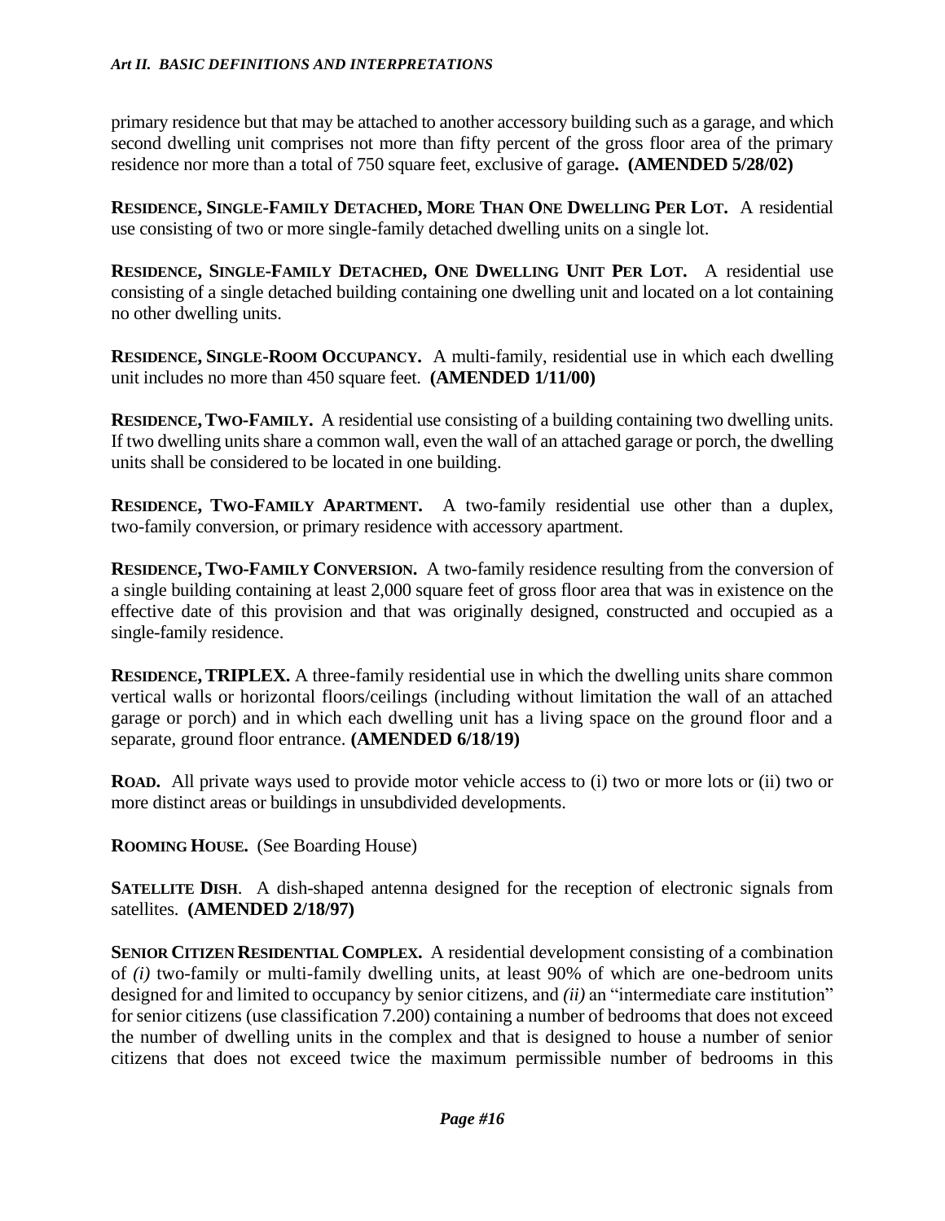primary residence but that may be attached to another accessory building such as a garage, and which second dwelling unit comprises not more than fifty percent of the gross floor area of the primary residence nor more than a total of 750 square feet, exclusive of garage**. (AMENDED 5/28/02)**

**RESIDENCE, SINGLE-FAMILY DETACHED, MORE THAN ONE DWELLING PER LOT.** A residential use consisting of two or more single-family detached dwelling units on a single lot.

**RESIDENCE, SINGLE-FAMILY DETACHED, ONE DWELLING UNIT PER LOT.** A residential use consisting of a single detached building containing one dwelling unit and located on a lot containing no other dwelling units.

**RESIDENCE, SINGLE-ROOM OCCUPANCY.** A multi-family, residential use in which each dwelling unit includes no more than 450 square feet. **(AMENDED 1/11/00)**

**RESIDENCE, TWO-FAMILY.** A residential use consisting of a building containing two dwelling units. If two dwelling units share a common wall, even the wall of an attached garage or porch, the dwelling units shall be considered to be located in one building.

**RESIDENCE, TWO-FAMILY APARTMENT.** A two-family residential use other than a duplex, two-family conversion, or primary residence with accessory apartment.

**RESIDENCE, TWO-FAMILY CONVERSION.** A two-family residence resulting from the conversion of a single building containing at least 2,000 square feet of gross floor area that was in existence on the effective date of this provision and that was originally designed, constructed and occupied as a single-family residence.

**RESIDENCE, TRIPLEX.** A three-family residential use in which the dwelling units share common vertical walls or horizontal floors/ceilings (including without limitation the wall of an attached garage or porch) and in which each dwelling unit has a living space on the ground floor and a separate, ground floor entrance. **(AMENDED 6/18/19)**

**ROAD.** All private ways used to provide motor vehicle access to (i) two or more lots or (ii) two or more distinct areas or buildings in unsubdivided developments.

**ROOMING HOUSE.** (See Boarding House)

**SATELLITE DISH**. A dish-shaped antenna designed for the reception of electronic signals from satellites. **(AMENDED 2/18/97)**

**SENIOR CITIZEN RESIDENTIAL COMPLEX.** A residential development consisting of a combination of *(i)* two-family or multi-family dwelling units, at least 90% of which are one-bedroom units designed for and limited to occupancy by senior citizens, and *(ii)* an "intermediate care institution" for senior citizens (use classification 7.200) containing a number of bedrooms that does not exceed the number of dwelling units in the complex and that is designed to house a number of senior citizens that does not exceed twice the maximum permissible number of bedrooms in this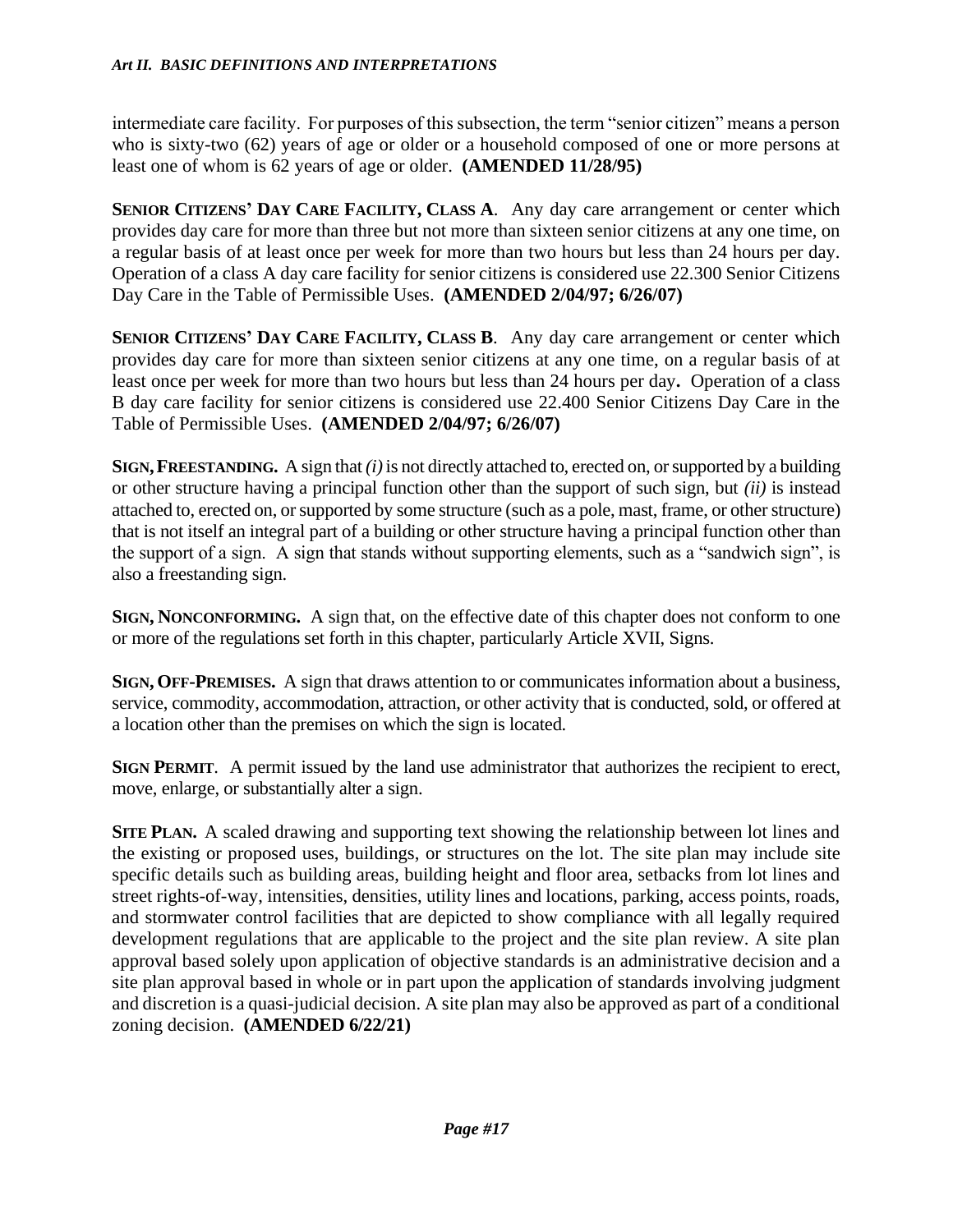intermediate care facility. For purposes of this subsection, the term "senior citizen" means a person who is sixty-two (62) years of age or older or a household composed of one or more persons at least one of whom is 62 years of age or older. **(AMENDED 11/28/95)**

**SENIOR CITIZENS' DAY CARE FACILITY, CLASS A**. Any day care arrangement or center which provides day care for more than three but not more than sixteen senior citizens at any one time, on a regular basis of at least once per week for more than two hours but less than 24 hours per day. Operation of a class A day care facility for senior citizens is considered use 22.300 Senior Citizens Day Care in the Table of Permissible Uses. **(AMENDED 2/04/97; 6/26/07)**

**SENIOR CITIZENS' DAY CARE FACILITY, CLASS B**. Any day care arrangement or center which provides day care for more than sixteen senior citizens at any one time, on a regular basis of at least once per week for more than two hours but less than 24 hours per day**.** Operation of a class B day care facility for senior citizens is considered use 22.400 Senior Citizens Day Care in the Table of Permissible Uses. **(AMENDED 2/04/97; 6/26/07)**

**SIGN, FREESTANDING.** A sign that *(i)* is not directly attached to, erected on, or supported by a building or other structure having a principal function other than the support of such sign, but *(ii)* is instead attached to, erected on, or supported by some structure (such as a pole, mast, frame, or other structure) that is not itself an integral part of a building or other structure having a principal function other than the support of a sign. A sign that stands without supporting elements, such as a "sandwich sign", is also a freestanding sign.

**SIGN, NONCONFORMING.** A sign that, on the effective date of this chapter does not conform to one or more of the regulations set forth in this chapter, particularly Article XVII, Signs.

**SIGN, OFF-PREMISES.** A sign that draws attention to or communicates information about a business, service, commodity, accommodation, attraction, or other activity that is conducted, sold, or offered at a location other than the premises on which the sign is located.

**SIGN PERMIT**. A permit issued by the land use administrator that authorizes the recipient to erect, move, enlarge, or substantially alter a sign.

**SITE PLAN.** A scaled drawing and supporting text showing the relationship between lot lines and the existing or proposed uses, buildings, or structures on the lot. The site plan may include site specific details such as building areas, building height and floor area, setbacks from lot lines and street rights-of-way, intensities, densities, utility lines and locations, parking, access points, roads, and stormwater control facilities that are depicted to show compliance with all legally required development regulations that are applicable to the project and the site plan review. A site plan approval based solely upon application of objective standards is an administrative decision and a site plan approval based in whole or in part upon the application of standards involving judgment and discretion is a quasi-judicial decision. A site plan may also be approved as part of a conditional zoning decision. **(AMENDED 6/22/21)**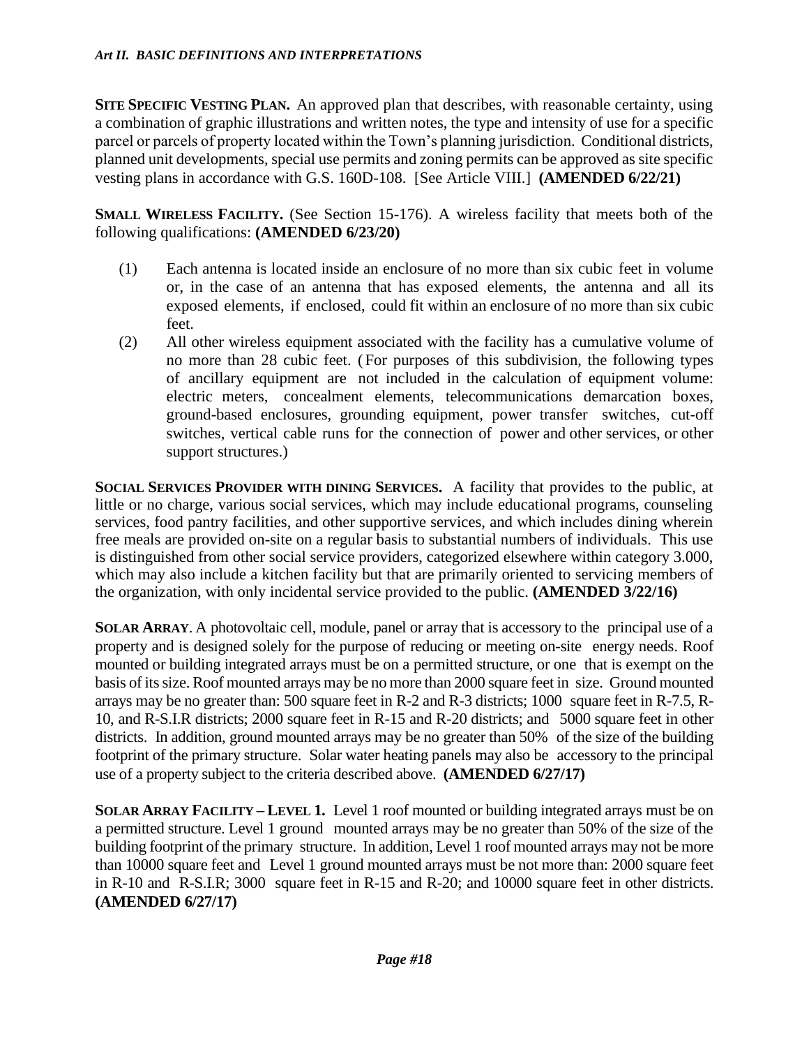**SITE SPECIFIC VESTING PLAN.** An approved plan that describes, with reasonable certainty, using a combination of graphic illustrations and written notes, the type and intensity of use for a specific parcel or parcels of property located within the Town's planning jurisdiction. Conditional districts, planned unit developments, special use permits and zoning permits can be approved as site specific vesting plans in accordance with G.S. 160D-108. [See Article VIII.] **(AMENDED 6/22/21)**

**SMALL WIRELESS FACILITY.** (See Section 15-176). A wireless facility that meets both of the following qualifications: **(AMENDED 6/23/20)**

(1) Each antenna is located inside an enclosure of no more than six cubic feet in volume or, in the case of an antenna that has exposed elements, the antenna and all its exposed elements, if enclosed, could fit within an enclosure of no more than six cubic feet.

(2) All other wireless equipment associated with the facility has a cumulative volume of no more than 28 cubic feet. (For purposes of this subdivision, the following types of ancillary equipment are not included in the calculation of equipment volume: electric meters, concealment elements, telecommunications demarcation boxes, ground-based enclosures, grounding equipment, power transfer switches, cut-off switches, vertical cable runs for the connection of power and other services, or other support structures.)

**SOCIAL SERVICES PROVIDER WITH DINING SERVICES.** A facility that provides to the public, at little or no charge, various social services, which may include educational programs, counseling services, food pantry facilities, and other supportive services, and which includes dining wherein free meals are provided on-site on a regular basis to substantial numbers of individuals. This use is distinguished from other social service providers, categorized elsewhere within category 3.000, which may also include a kitchen facility but that are primarily oriented to servicing members of the organization, with only incidental service provided to the public. **(AMENDED 3/22/16)**

**SOLAR ARRAY**. A photovoltaic cell, module, panel or array that is accessory to the principal use of a property and is designed solely for the purpose of reducing or meeting on-site energy needs. Roof mounted or building integrated arrays must be on a permitted structure, or one that is exempt on the basis of its size. Roof mounted arrays may be no more than 2000 square feet in size. Ground mounted arrays may be no greater than: 500 square feet in R-2 and R-3 districts; 1000 square feet in R-7.5, R-10, and R-S.I.R districts; 2000 square feet in R-15 and R-20 districts; and 5000 square feet in other districts. In addition, ground mounted arrays may be no greater than 50% of the size of the building footprint of the primary structure. Solar water heating panels may also be accessory to the principal use of a property subject to the criteria described above. **(AMENDED 6/27/17)**

**SOLAR ARRAY FACILITY – LEVEL 1.** Level 1 roof mounted or building integrated arrays must be on a permitted structure. Level 1 ground mounted arrays may be no greater than 50% of the size of the building footprint of the primary structure. In addition, Level 1 roof mounted arrays may not be more than 10000 square feet and Level 1 ground mounted arrays must be not more than: 2000 square feet in R-10 and R-S.I.R; 3000 square feet in R-15 and R-20; and 10000 square feet in other districts. **(AMENDED 6/27/17)**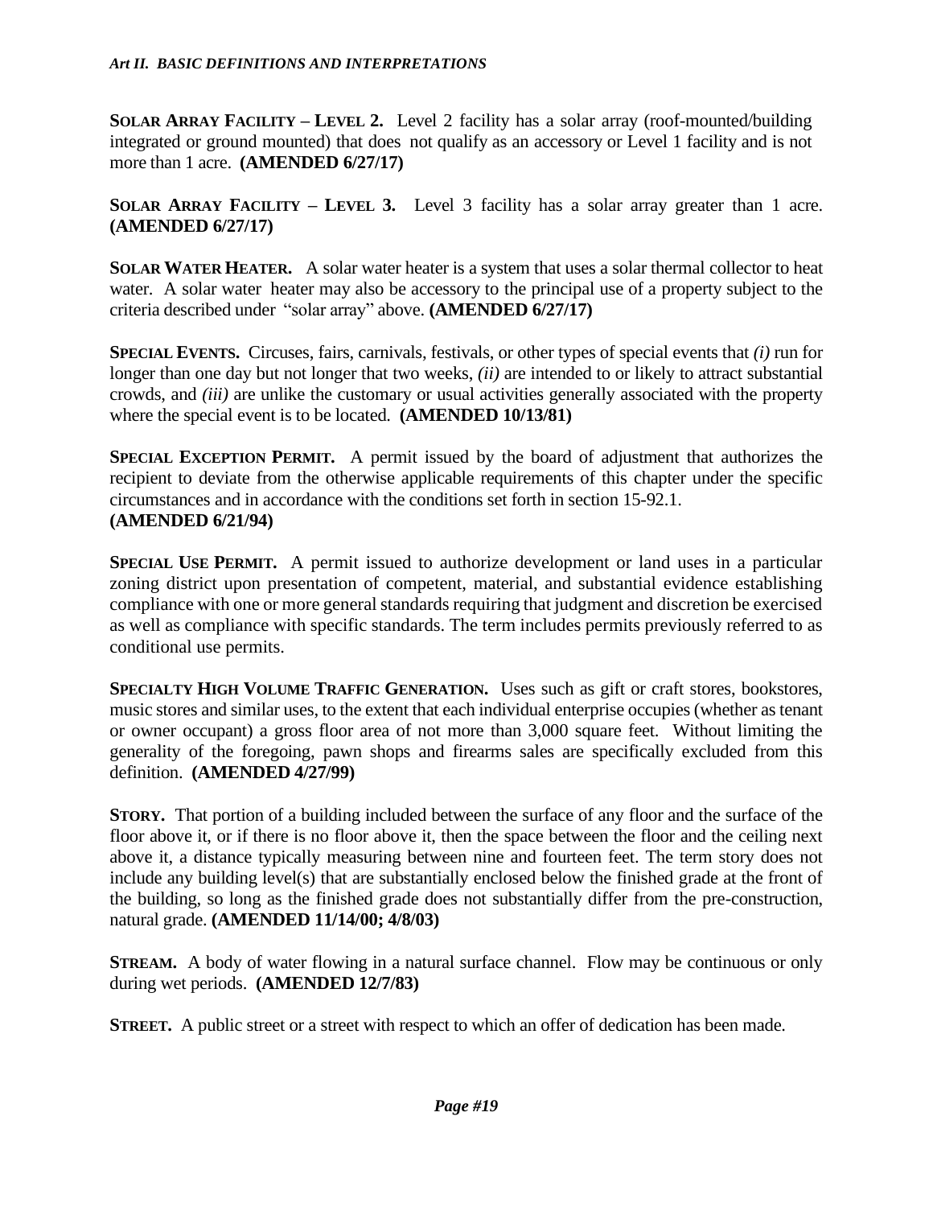**SOLAR ARRAY FACILITY – LEVEL 2.** Level 2 facility has a solar array (roof-mounted/building integrated or ground mounted) that does not qualify as an accessory or Level 1 facility and is not more than 1 acre. **(AMENDED 6/27/17)**

**SOLAR ARRAY FACILITY – LEVEL 3.** Level 3 facility has a solar array greater than 1 acre. **(AMENDED 6/27/17)**

**SOLAR WATER HEATER.** A solar water heater is a system that uses a solar thermal collector to heat water. A solar water heater may also be accessory to the principal use of a property subject to the criteria described under "solar array" above. **(AMENDED 6/27/17)**

**SPECIAL EVENTS.** Circuses, fairs, carnivals, festivals, or other types of special events that *(i)* run for longer than one day but not longer that two weeks, *(ii)* are intended to or likely to attract substantial crowds, and *(iii)* are unlike the customary or usual activities generally associated with the property where the special event is to be located. **(AMENDED 10/13/81)**

**SPECIAL EXCEPTION PERMIT.** A permit issued by the board of adjustment that authorizes the recipient to deviate from the otherwise applicable requirements of this chapter under the specific circumstances and in accordance with the conditions set forth in section 15-92.1. **(AMENDED 6/21/94)**

**SPECIAL USE PERMIT.** A permit issued to authorize development or land uses in a particular zoning district upon presentation of competent, material, and substantial evidence establishing compliance with one or more general standards requiring that judgment and discretion be exercised as well as compliance with specific standards. The term includes permits previously referred to as conditional use permits.

**SPECIALTY HIGH VOLUME TRAFFIC GENERATION.** Uses such as gift or craft stores, bookstores, music stores and similar uses, to the extent that each individual enterprise occupies (whether as tenant or owner occupant) a gross floor area of not more than 3,000 square feet. Without limiting the generality of the foregoing, pawn shops and firearms sales are specifically excluded from this definition. **(AMENDED 4/27/99)**

**STORY.** That portion of a building included between the surface of any floor and the surface of the floor above it, or if there is no floor above it, then the space between the floor and the ceiling next above it, a distance typically measuring between nine and fourteen feet. The term story does not include any building level(s) that are substantially enclosed below the finished grade at the front of the building, so long as the finished grade does not substantially differ from the pre-construction, natural grade. **(AMENDED 11/14/00; 4/8/03)**

**STREAM.** A body of water flowing in a natural surface channel. Flow may be continuous or only during wet periods. **(AMENDED 12/7/83)**

**STREET.** A public street or a street with respect to which an offer of dedication has been made.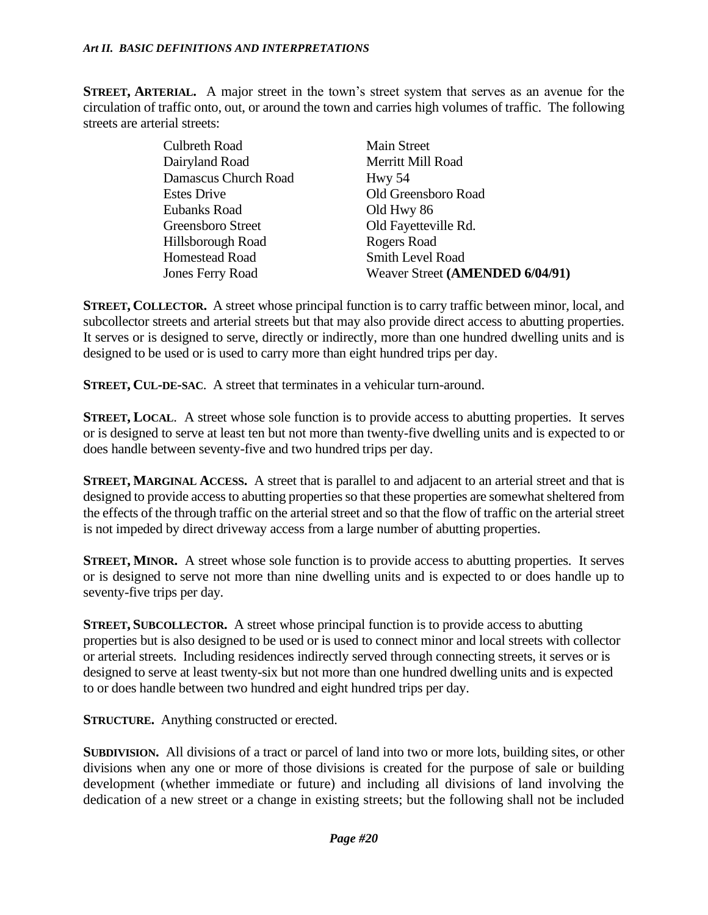**STREET, ARTERIAL.** A major street in the town's street system that serves as an avenue for the circulation of traffic onto, out, or around the town and carries high volumes of traffic. The following streets are arterial streets:

| | |
|---|---|
| Culbreth Road | Main Street |
| Dairyland Road | Merritt Mill Road |
| Damascus Church Road | Hwy 54 |
| Estes Drive | Old Greensboro Road |
| Eubanks Road | Old Hwy 86 |
| Greensboro Street | Old Fayetteville Rd. |
| Hillsborough Road | Rogers Road |
| Homestead Road | Smith Level Road |
| Jones Ferry Road | Weaver Street **(AMENDED 6/04/91)** |

**STREET, COLLECTOR.** A street whose principal function is to carry traffic between minor, local, and subcollector streets and arterial streets but that may also provide direct access to abutting properties. It serves or is designed to serve, directly or indirectly, more than one hundred dwelling units and is designed to be used or is used to carry more than eight hundred trips per day.

**STREET, CUL-DE-SAC**. A street that terminates in a vehicular turn-around.

**STREET, LOCAL**. A street whose sole function is to provide access to abutting properties. It serves or is designed to serve at least ten but not more than twenty-five dwelling units and is expected to or does handle between seventy-five and two hundred trips per day.

**STREET, MARGINAL ACCESS.** A street that is parallel to and adjacent to an arterial street and that is designed to provide access to abutting properties so that these properties are somewhat sheltered from the effects of the through traffic on the arterial street and so that the flow of traffic on the arterial street is not impeded by direct driveway access from a large number of abutting properties.

**STREET, MINOR.** A street whose sole function is to provide access to abutting properties. It serves or is designed to serve not more than nine dwelling units and is expected to or does handle up to seventy-five trips per day.

**STREET, SUBCOLLECTOR.** A street whose principal function is to provide access to abutting properties but is also designed to be used or is used to connect minor and local streets with collector or arterial streets. Including residences indirectly served through connecting streets, it serves or is designed to serve at least twenty-six but not more than one hundred dwelling units and is expected to or does handle between two hundred and eight hundred trips per day.

**STRUCTURE.** Anything constructed or erected.

**SUBDIVISION.** All divisions of a tract or parcel of land into two or more lots, building sites, or other divisions when any one or more of those divisions is created for the purpose of sale or building development (whether immediate or future) and including all divisions of land involving the dedication of a new street or a change in existing streets; but the following shall not be included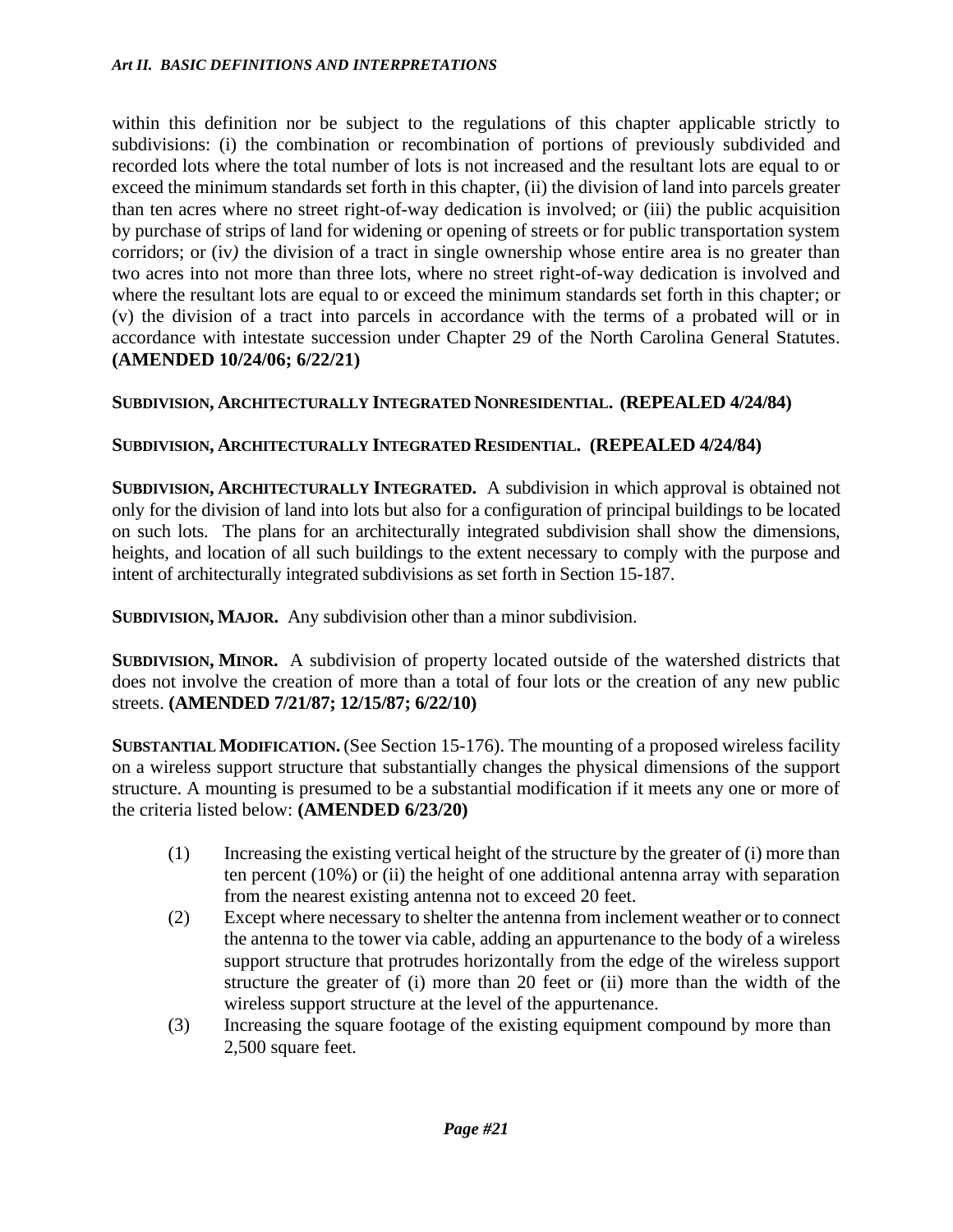within this definition nor be subject to the regulations of this chapter applicable strictly to subdivisions: (i) the combination or recombination of portions of previously subdivided and recorded lots where the total number of lots is not increased and the resultant lots are equal to or exceed the minimum standards set forth in this chapter, (ii) the division of land into parcels greater than ten acres where no street right-of-way dedication is involved; or (iii) the public acquisition by purchase of strips of land for widening or opening of streets or for public transportation system corridors; or (iv) the division of a tract in single ownership whose entire area is no greater than two acres into not more than three lots, where no street right-of-way dedication is involved and where the resultant lots are equal to or exceed the minimum standards set forth in this chapter; or (v) the division of a tract into parcels in accordance with the terms of a probated will or in accordance with intestate succession under Chapter 29 of the North Carolina General Statutes. **(AMENDED 10/24/06; 6/22/21)**

**SUBDIVISION, ARCHITECTURALLY INTEGRATED NONRESIDENTIAL. (REPEALED 4/24/84)**

**SUBDIVISION, ARCHITECTURALLY INTEGRATED RESIDENTIAL. (REPEALED 4/24/84)**

**SUBDIVISION, ARCHITECTURALLY INTEGRATED.** A subdivision in which approval is obtained not only for the division of land into lots but also for a configuration of principal buildings to be located on such lots. The plans for an architecturally integrated subdivision shall show the dimensions, heights, and location of all such buildings to the extent necessary to comply with the purpose and intent of architecturally integrated subdivisions as set forth in Section 15-187.

**SUBDIVISION, MAJOR.** Any subdivision other than a minor subdivision.

**SUBDIVISION, MINOR.** A subdivision of property located outside of the watershed districts that does not involve the creation of more than a total of four lots or the creation of any new public streets. **(AMENDED 7/21/87; 12/15/87; 6/22/10)**

**SUBSTANTIAL MODIFICATION.** (See Section 15-176). The mounting of a proposed wireless facility on a wireless support structure that substantially changes the physical dimensions of the support structure. A mounting is presumed to be a substantial modification if it meets any one or more of the criteria listed below: **(AMENDED 6/23/20)**

(1) Increasing the existing vertical height of the structure by the greater of (i) more than ten percent (10%) or (ii) the height of one additional antenna array with separation from the nearest existing antenna not to exceed 20 feet.

(2) Except where necessary to shelter the antenna from inclement weather or to connect the antenna to the tower via cable, adding an appurtenance to the body of a wireless support structure that protrudes horizontally from the edge of the wireless support structure the greater of (i) more than 20 feet or (ii) more than the width of the wireless support structure at the level of the appurtenance.

(3) Increasing the square footage of the existing equipment compound by more than 2,500 square feet.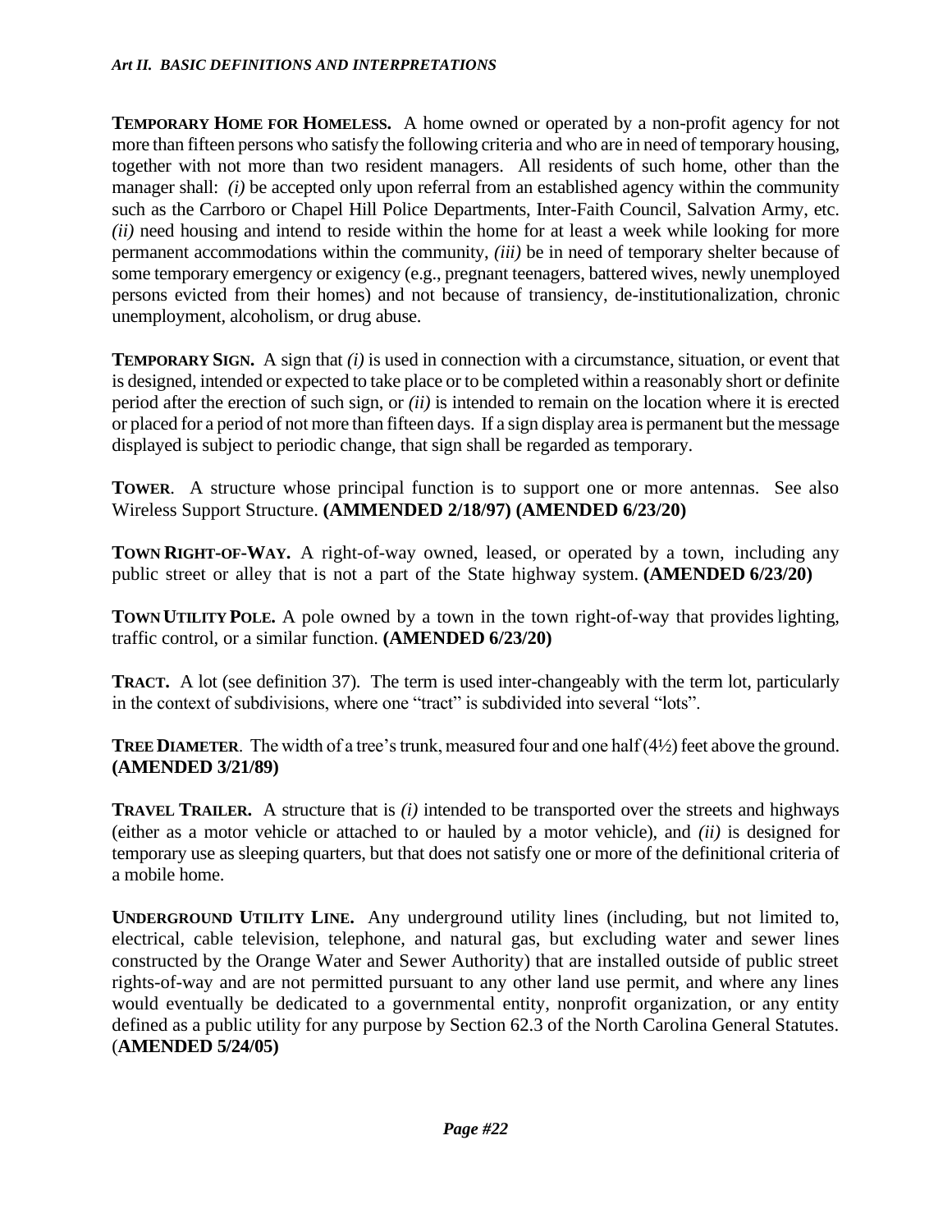**TEMPORARY HOME FOR HOMELESS.** A home owned or operated by a non-profit agency for not more than fifteen persons who satisfy the following criteria and who are in need of temporary housing, together with not more than two resident managers. All residents of such home, other than the manager shall: *(i)* be accepted only upon referral from an established agency within the community such as the Carrboro or Chapel Hill Police Departments, Inter-Faith Council, Salvation Army, etc. *(ii)* need housing and intend to reside within the home for at least a week while looking for more permanent accommodations within the community, *(iii)* be in need of temporary shelter because of some temporary emergency or exigency (e.g., pregnant teenagers, battered wives, newly unemployed persons evicted from their homes) and not because of transiency, de-institutionalization, chronic unemployment, alcoholism, or drug abuse.

**TEMPORARY SIGN.** A sign that *(i)* is used in connection with a circumstance, situation, or event that is designed, intended or expected to take place or to be completed within a reasonably short or definite period after the erection of such sign, or *(ii)* is intended to remain on the location where it is erected or placed for a period of not more than fifteen days. If a sign display area is permanent but the message displayed is subject to periodic change, that sign shall be regarded as temporary.

**TOWER**. A structure whose principal function is to support one or more antennas. See also Wireless Support Structure. **(AMMENDED 2/18/97) (AMENDED 6/23/20)**

**TOWN RIGHT-OF-WAY.** A right-of-way owned, leased, or operated by a town, including any public street or alley that is not a part of the State highway system. **(AMENDED 6/23/20)**

**TOWN UTILITY POLE.** A pole owned by a town in the town right-of-way that provides lighting, traffic control, or a similar function. **(AMENDED 6/23/20)**

**TRACT.** A lot (see definition 37). The term is used inter-changeably with the term lot, particularly in the context of subdivisions, where one "tract" is subdivided into several "lots".

**TREE DIAMETER**. The width of a tree's trunk, measured four and one half (4½) feet above the ground. **(AMENDED 3/21/89)**

**TRAVEL TRAILER.** A structure that is *(i)* intended to be transported over the streets and highways (either as a motor vehicle or attached to or hauled by a motor vehicle), and *(ii)* is designed for temporary use as sleeping quarters, but that does not satisfy one or more of the definitional criteria of a mobile home.

**UNDERGROUND UTILITY LINE.** Any underground utility lines (including, but not limited to, electrical, cable television, telephone, and natural gas, but excluding water and sewer lines constructed by the Orange Water and Sewer Authority) that are installed outside of public street rights-of-way and are not permitted pursuant to any other land use permit, and where any lines would eventually be dedicated to a governmental entity, nonprofit organization, or any entity defined as a public utility for any purpose by Section 62.3 of the North Carolina General Statutes. (**AMENDED 5/24/05)**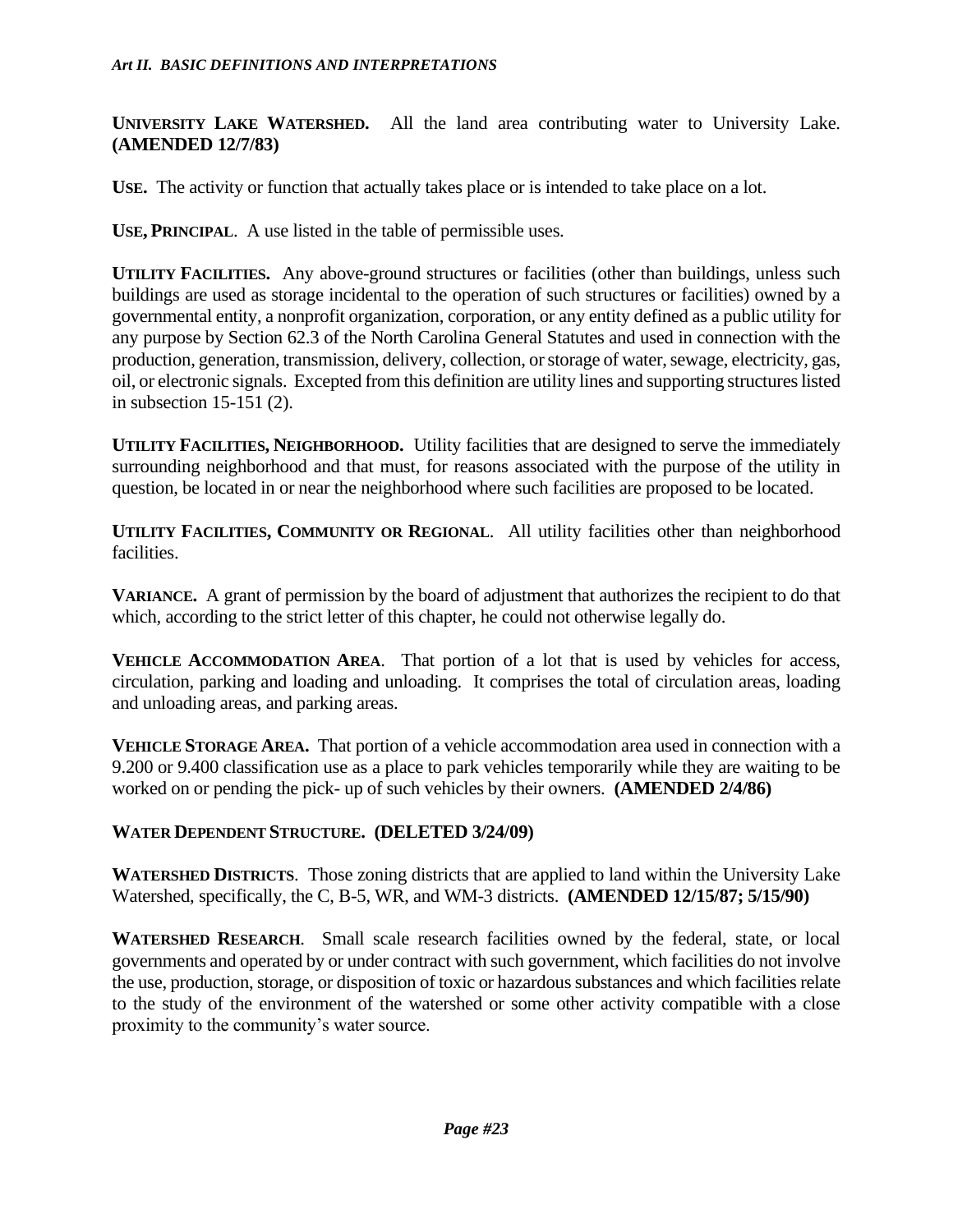**UNIVERSITY LAKE WATERSHED.** All the land area contributing water to University Lake. **(AMENDED 12/7/83)**

**USE.** The activity or function that actually takes place or is intended to take place on a lot.

**USE, PRINCIPAL**. A use listed in the table of permissible uses.

**UTILITY FACILITIES.** Any above-ground structures or facilities (other than buildings, unless such buildings are used as storage incidental to the operation of such structures or facilities) owned by a governmental entity, a nonprofit organization, corporation, or any entity defined as a public utility for any purpose by Section 62.3 of the North Carolina General Statutes and used in connection with the production, generation, transmission, delivery, collection, or storage of water, sewage, electricity, gas, oil, or electronic signals. Excepted from this definition are utility lines and supporting structures listed in subsection 15-151 (2).

**UTILITY FACILITIES, NEIGHBORHOOD.** Utility facilities that are designed to serve the immediately surrounding neighborhood and that must, for reasons associated with the purpose of the utility in question, be located in or near the neighborhood where such facilities are proposed to be located.

**UTILITY FACILITIES, COMMUNITY OR REGIONAL**. All utility facilities other than neighborhood facilities.

**VARIANCE.** A grant of permission by the board of adjustment that authorizes the recipient to do that which, according to the strict letter of this chapter, he could not otherwise legally do.

**VEHICLE ACCOMMODATION AREA**. That portion of a lot that is used by vehicles for access, circulation, parking and loading and unloading. It comprises the total of circulation areas, loading and unloading areas, and parking areas.

**VEHICLE STORAGE AREA.** That portion of a vehicle accommodation area used in connection with a 9.200 or 9.400 classification use as a place to park vehicles temporarily while they are waiting to be worked on or pending the pick- up of such vehicles by their owners. **(AMENDED 2/4/86)**

**WATER DEPENDENT STRUCTURE. (DELETED 3/24/09)**

**WATERSHED DISTRICTS**. Those zoning districts that are applied to land within the University Lake Watershed, specifically, the C, B-5, WR, and WM-3 districts. **(AMENDED 12/15/87; 5/15/90)**

**WATERSHED RESEARCH**. Small scale research facilities owned by the federal, state, or local governments and operated by or under contract with such government, which facilities do not involve the use, production, storage, or disposition of toxic or hazardous substances and which facilities relate to the study of the environment of the watershed or some other activity compatible with a close proximity to the community's water source.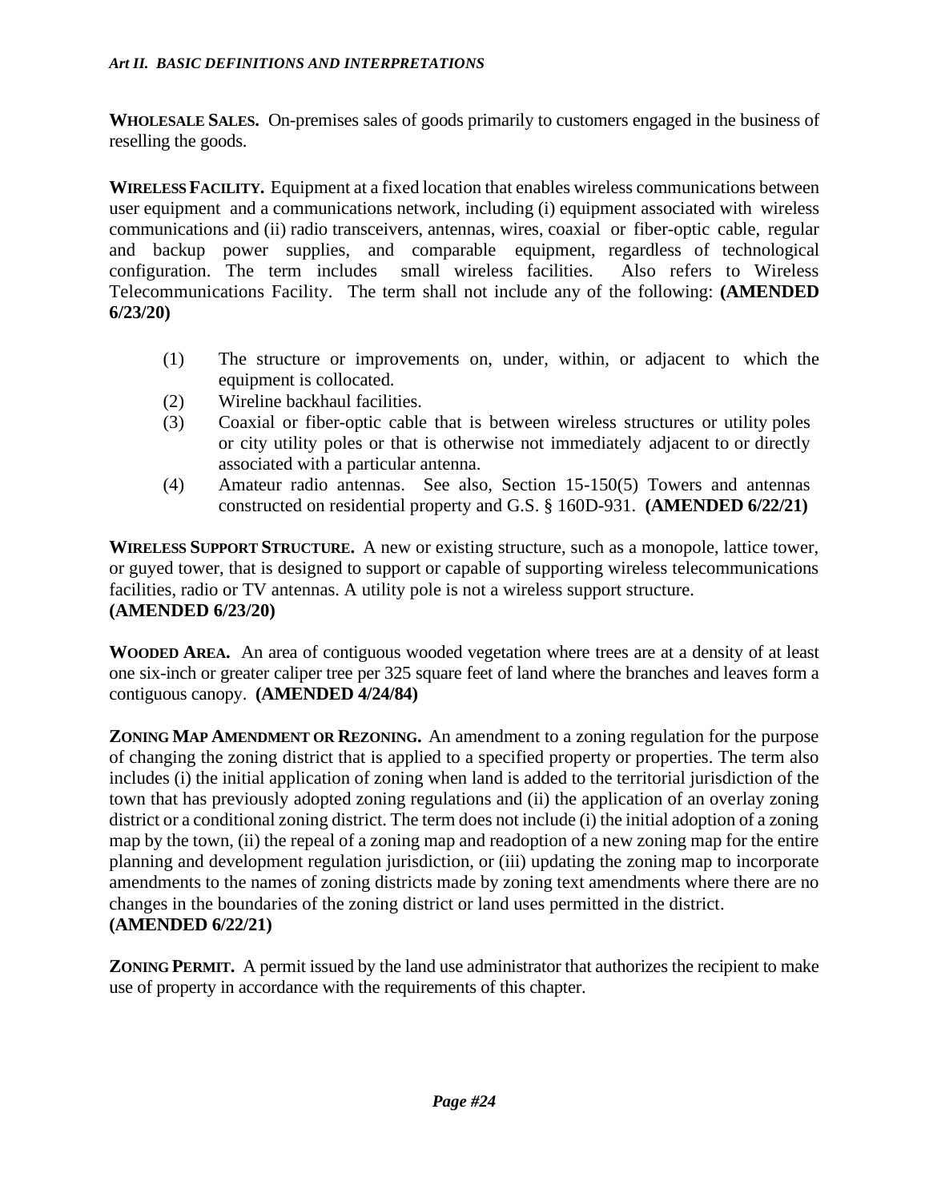**WHOLESALE SALES.** On-premises sales of goods primarily to customers engaged in the business of reselling the goods.

**WIRELESS FACILITY.** Equipment at a fixed location that enables wireless communications between user equipment and a communications network, including (i) equipment associated with wireless communications and (ii) radio transceivers, antennas, wires, coaxial or fiber-optic cable, regular and backup power supplies, and comparable equipment, regardless of technological configuration. The term includes small wireless facilities. Also refers to Wireless Telecommunications Facility. The term shall not include any of the following: **(AMENDED 6/23/20)**

(1) The structure or improvements on, under, within, or adjacent to which the equipment is collocated.
(2) Wireline backhaul facilities.
(3) Coaxial or fiber-optic cable that is between wireless structures or utility poles or city utility poles or that is otherwise not immediately adjacent to or directly associated with a particular antenna.
(4) Amateur radio antennas. See also, Section 15-150(5) Towers and antennas constructed on residential property and G.S. § 160D-931. **(AMENDED 6/22/21)**

**WIRELESS SUPPORT STRUCTURE.** A new or existing structure, such as a monopole, lattice tower, or guyed tower, that is designed to support or capable of supporting wireless telecommunications facilities, radio or TV antennas. A utility pole is not a wireless support structure. **(AMENDED 6/23/20)**

**WOODED AREA.** An area of contiguous wooded vegetation where trees are at a density of at least one six-inch or greater caliper tree per 325 square feet of land where the branches and leaves form a contiguous canopy. **(AMENDED 4/24/84)**

**ZONING MAP AMENDMENT OR REZONING.** An amendment to a zoning regulation for the purpose of changing the zoning district that is applied to a specified property or properties. The term also includes (i) the initial application of zoning when land is added to the territorial jurisdiction of the town that has previously adopted zoning regulations and (ii) the application of an overlay zoning district or a conditional zoning district. The term does not include (i) the initial adoption of a zoning map by the town, (ii) the repeal of a zoning map and readoption of a new zoning map for the entire planning and development regulation jurisdiction, or (iii) updating the zoning map to incorporate amendments to the names of zoning districts made by zoning text amendments where there are no changes in the boundaries of the zoning district or land uses permitted in the district. **(AMENDED 6/22/21)**

**ZONING PERMIT.** A permit issued by the land use administrator that authorizes the recipient to make use of property in accordance with the requirements of this chapter.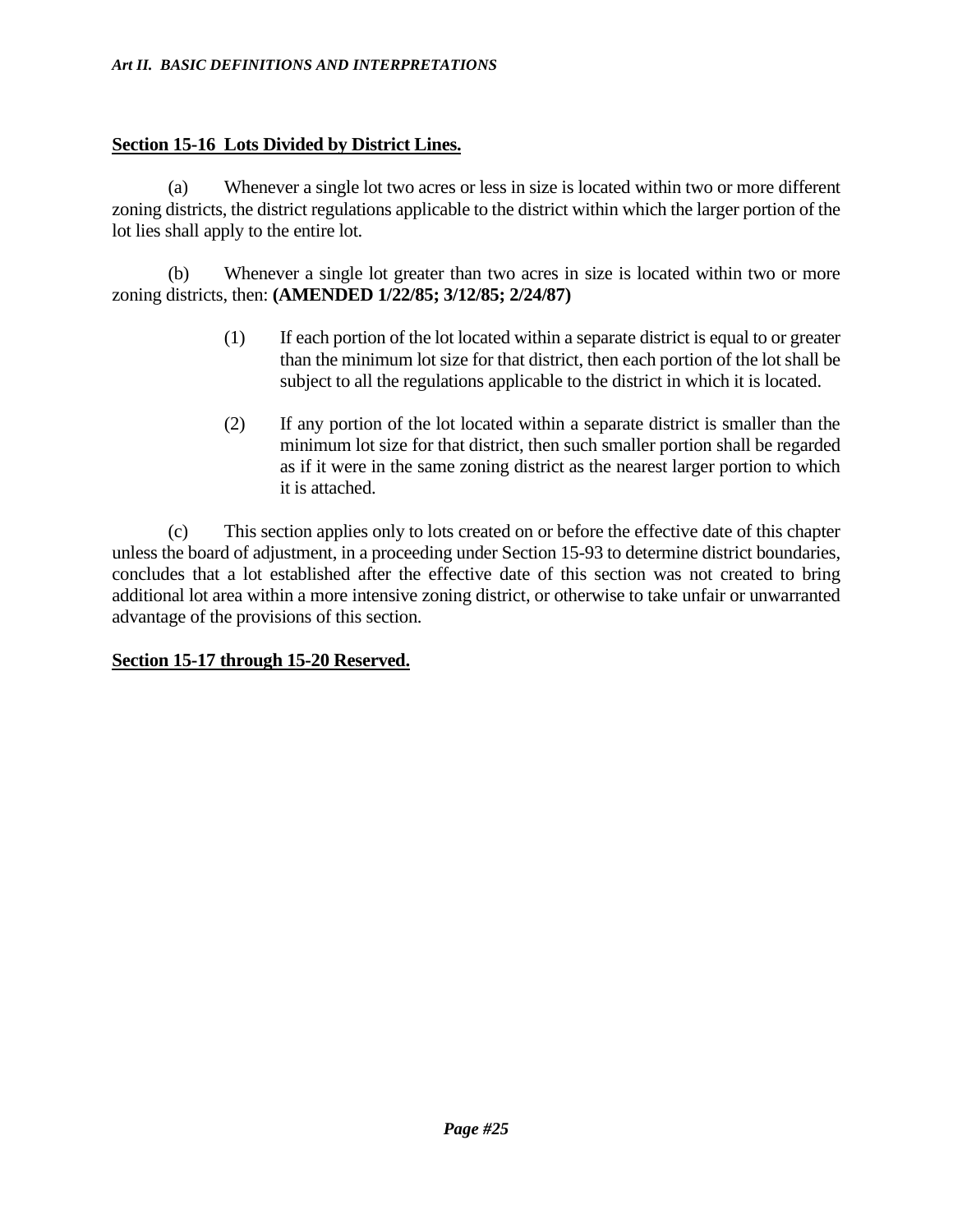**Section 15-16 Lots Divided by District Lines.**

(a) Whenever a single lot two acres or less in size is located within two or more different zoning districts, the district regulations applicable to the district within which the larger portion of the lot lies shall apply to the entire lot.

(b) Whenever a single lot greater than two acres in size is located within two or more zoning districts, then: **(AMENDED 1/22/85; 3/12/85; 2/24/87)**

> (1) If each portion of the lot located within a separate district is equal to or greater than the minimum lot size for that district, then each portion of the lot shall be subject to all the regulations applicable to the district in which it is located.
>
> (2) If any portion of the lot located within a separate district is smaller than the minimum lot size for that district, then such smaller portion shall be regarded as if it were in the same zoning district as the nearest larger portion to which it is attached.

(c) This section applies only to lots created on or before the effective date of this chapter unless the board of adjustment, in a proceeding under Section 15-93 to determine district boundaries, concludes that a lot established after the effective date of this section was not created to bring additional lot area within a more intensive zoning district, or otherwise to take unfair or unwarranted advantage of the provisions of this section.

**Section 15-17 through 15-20 Reserved.**